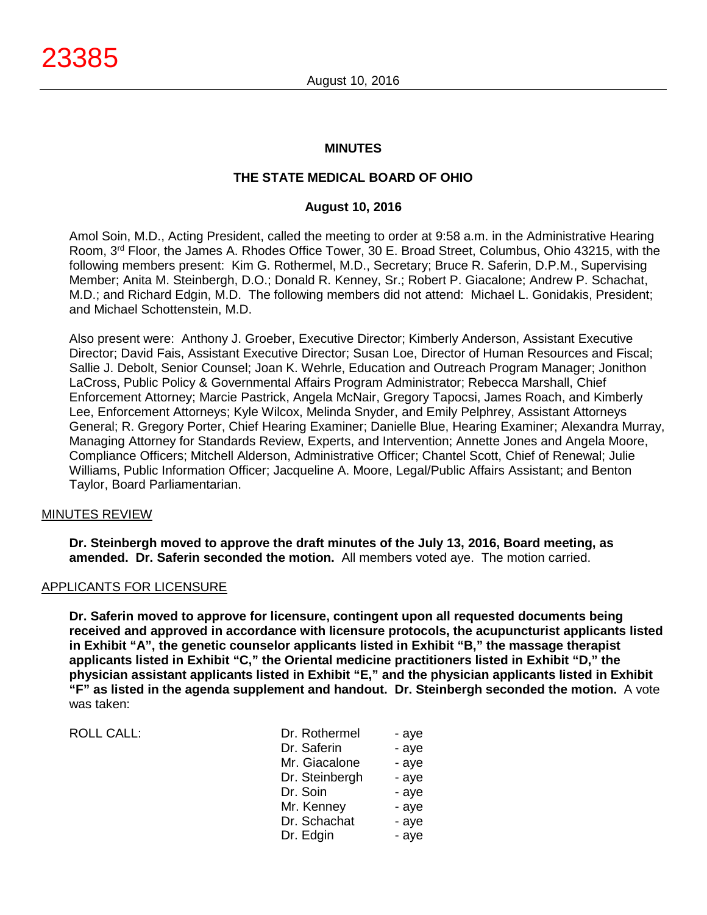## MINUTES

## THE STATE MEDICAL BOARD OF OHIO

### August 10, 2016

Amol Soin, M.D., Acting President, called the meeting to order at 9:58 a.m. in the Administrative Hearing Room, 3rd Floor, the James A. Rhodes Office Tower, 30 E. Broad Street, Columbus, Ohio 43215, with the following members present: Kim G. Rothermel, M.D., Secretary; Bruce R. Saferin, D.P.M., Supervising Member; Anita M. Steinbergh, D.O.; Donald R. Kenney, Sr.; Robert P. Giacalone; Andrew P. Schachat, M.D.; and Richard Edgin, M.D. The following members did not attend: Michael L. Gonidakis, President; and Michael Schottenstein, M.D.

Also present were: Anthony J. Groeber, Executive Director; Kimberly Anderson, Assistant Executive Director; David Fais, Assistant Executive Director; Susan Loe, Director of Human Resources and Fiscal; Sallie J. Debolt, Senior Counsel; Joan K. Wehrle, Education and Outreach Program Manager; Jonithon LaCross, Public Policy & Governmental Affairs Program Administrator; Rebecca Marshall, Chief Enforcement Attorney; Marcie Pastrick, Angela McNair, Gregory Tapocsi, James Roach, and Kimberly Lee, Enforcement Attorneys; Kyle Wilcox, Melinda Snyder, and Emily Pelphrey, Assistant Attorneys General; R. Gregory Porter, Chief Hearing Examiner; Danielle Blue, Hearing Examiner; Alexandra Murray, Managing Attorney for Standards Review, Experts, and Intervention; Annette Jones and Angela Moore, Compliance Officers; Mitchell Alderson, Administrative Officer; Chantel Scott, Chief of Renewal; Julie Williams, Public Information Officer; Jacqueline A. Moore, Legal/Public Affairs Assistant; and Benton Taylor, Board Parliamentarian.

MINUTES REVIEW

**Dr. Steinbergh moved to approve the draft minutes of the July 13, 2016, Board meeting, as amended. Dr. Saferin seconded the motion.** All members voted aye. The motion carried.

APPLICANTS FOR LICENSURE

**Dr. Saferin moved to approve for licensure, contingent upon all requested documents being received and approved in accordance with licensure protocols, the acupuncturist applicants listed in Exhibit "A", the genetic counselor applicants listed in Exhibit "B," the massage therapist applicants listed in Exhibit "C," the Oriental medicine practitioners listed in Exhibit "D," the physician assistant applicants listed in Exhibit "E," and the physician applicants listed in Exhibit "F" as listed in the agenda supplement and handout. Dr. Steinbergh seconded the motion.** A vote was taken:

| ROLL CALL: | | |
|---|---|---|
| | Dr. Rothermel | - aye |
| | Dr. Saferin | - aye |
| | Mr. Giacalone | - aye |
| | Dr. Steinbergh | - aye |
| | Dr. Soin | - aye |
| | Mr. Kenney | - aye |
| | Dr. Schachat | - aye |
| | Dr. Edgin | - aye |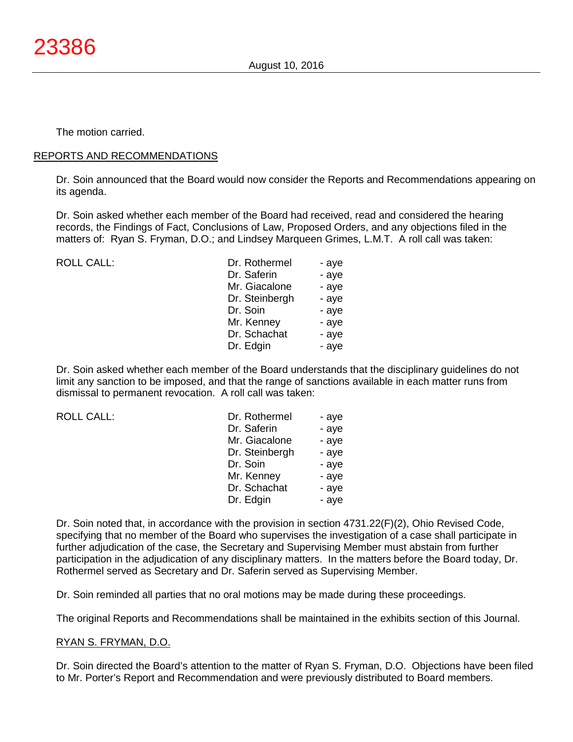The motion carried.

REPORTS AND RECOMMENDATIONS

Dr. Soin announced that the Board would now consider the Reports and Recommendations appearing on its agenda.

Dr. Soin asked whether each member of the Board had received, read and considered the hearing records, the Findings of Fact, Conclusions of Law, Proposed Orders, and any objections filed in the matters of: Ryan S. Fryman, D.O.; and Lindsey Marqueen Grimes, L.M.T. A roll call was taken:

| ROLL CALL: | | |
|---|---|---|
| | Dr. Rothermel | - aye |
| | Dr. Saferin | - aye |
| | Mr. Giacalone | - aye |
| | Dr. Steinbergh | - aye |
| | Dr. Soin | - aye |
| | Mr. Kenney | - aye |
| | Dr. Schachat | - aye |
| | Dr. Edgin | - aye |

Dr. Soin asked whether each member of the Board understands that the disciplinary guidelines do not limit any sanction to be imposed, and that the range of sanctions available in each matter runs from dismissal to permanent revocation. A roll call was taken:

| ROLL CALL: | | |
|---|---|---|
| | Dr. Rothermel | - aye |
| | Dr. Saferin | - aye |
| | Mr. Giacalone | - aye |
| | Dr. Steinbergh | - aye |
| | Dr. Soin | - aye |
| | Mr. Kenney | - aye |
| | Dr. Schachat | - aye |
| | Dr. Edgin | - aye |

Dr. Soin noted that, in accordance with the provision in section 4731.22(F)(2), Ohio Revised Code, specifying that no member of the Board who supervises the investigation of a case shall participate in further adjudication of the case, the Secretary and Supervising Member must abstain from further participation in the adjudication of any disciplinary matters. In the matters before the Board today, Dr. Rothermel served as Secretary and Dr. Saferin served as Supervising Member.

Dr. Soin reminded all parties that no oral motions may be made during these proceedings.

The original Reports and Recommendations shall be maintained in the exhibits section of this Journal.

RYAN S. FRYMAN, D.O.

Dr. Soin directed the Board's attention to the matter of Ryan S. Fryman, D.O. Objections have been filed to Mr. Porter's Report and Recommendation and were previously distributed to Board members.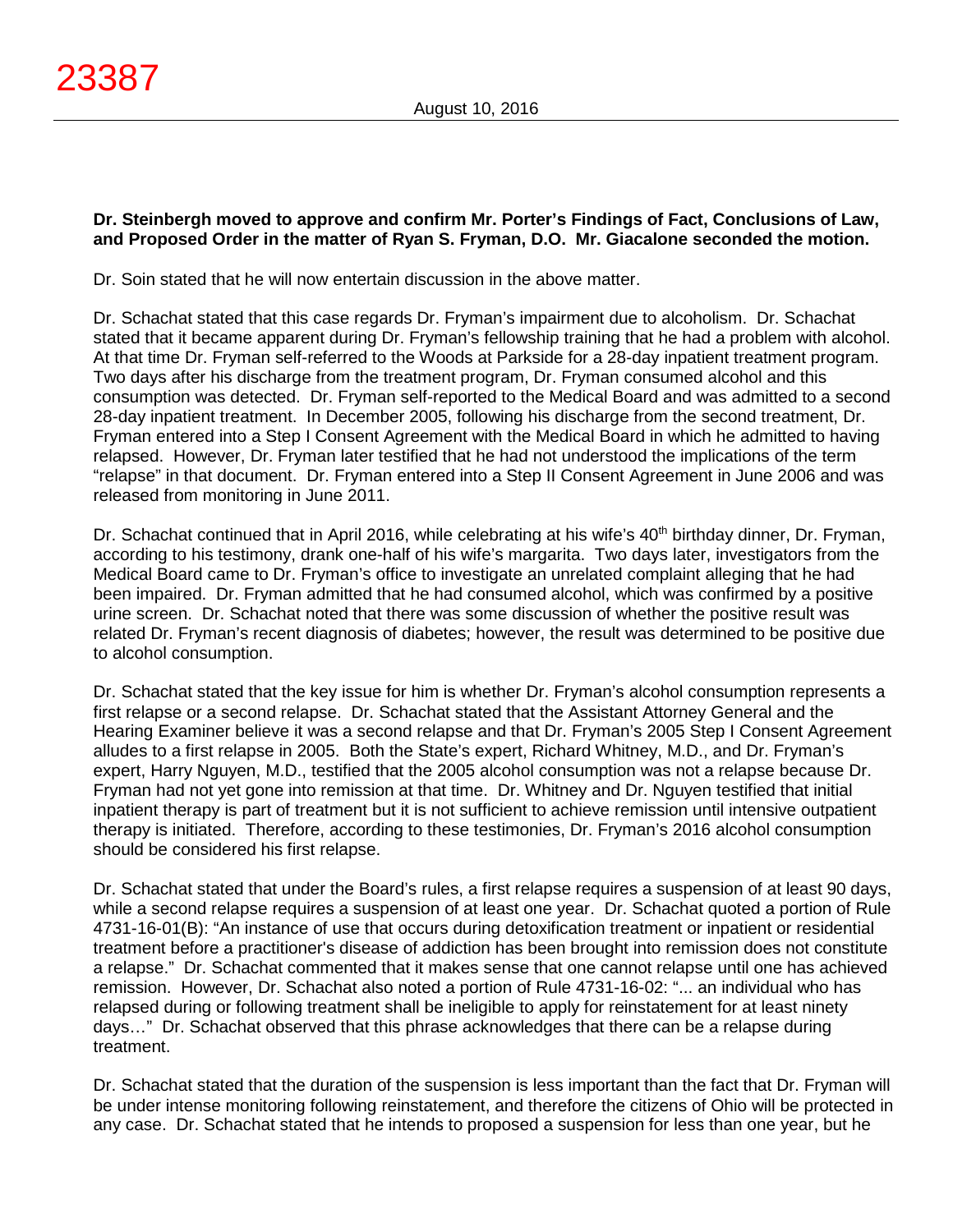**Dr. Steinbergh moved to approve and confirm Mr. Porter's Findings of Fact, Conclusions of Law, and Proposed Order in the matter of Ryan S. Fryman, D.O. Mr. Giacalone seconded the motion.**

Dr. Soin stated that he will now entertain discussion in the above matter.

Dr. Schachat stated that this case regards Dr. Fryman's impairment due to alcoholism. Dr. Schachat stated that it became apparent during Dr. Fryman's fellowship training that he had a problem with alcohol. At that time Dr. Fryman self-referred to the Woods at Parkside for a 28-day inpatient treatment program. Two days after his discharge from the treatment program, Dr. Fryman consumed alcohol and this consumption was detected. Dr. Fryman self-reported to the Medical Board and was admitted to a second 28-day inpatient treatment. In December 2005, following his discharge from the second treatment, Dr. Fryman entered into a Step I Consent Agreement with the Medical Board in which he admitted to having relapsed. However, Dr. Fryman later testified that he had not understood the implications of the term "relapse" in that document. Dr. Fryman entered into a Step II Consent Agreement in June 2006 and was released from monitoring in June 2011.

Dr. Schachat continued that in April 2016, while celebrating at his wife's 40th birthday dinner, Dr. Fryman, according to his testimony, drank one-half of his wife's margarita. Two days later, investigators from the Medical Board came to Dr. Fryman's office to investigate an unrelated complaint alleging that he had been impaired. Dr. Fryman admitted that he had consumed alcohol, which was confirmed by a positive urine screen. Dr. Schachat noted that there was some discussion of whether the positive result was related Dr. Fryman's recent diagnosis of diabetes; however, the result was determined to be positive due to alcohol consumption.

Dr. Schachat stated that the key issue for him is whether Dr. Fryman's alcohol consumption represents a first relapse or a second relapse. Dr. Schachat stated that the Assistant Attorney General and the Hearing Examiner believe it was a second relapse and that Dr. Fryman's 2005 Step I Consent Agreement alludes to a first relapse in 2005. Both the State's expert, Richard Whitney, M.D., and Dr. Fryman's expert, Harry Nguyen, M.D., testified that the 2005 alcohol consumption was not a relapse because Dr. Fryman had not yet gone into remission at that time. Dr. Whitney and Dr. Nguyen testified that initial inpatient therapy is part of treatment but it is not sufficient to achieve remission until intensive outpatient therapy is initiated. Therefore, according to these testimonies, Dr. Fryman's 2016 alcohol consumption should be considered his first relapse.

Dr. Schachat stated that under the Board's rules, a first relapse requires a suspension of at least 90 days, while a second relapse requires a suspension of at least one year. Dr. Schachat quoted a portion of Rule 4731-16-01(B): "An instance of use that occurs during detoxification treatment or inpatient or residential treatment before a practitioner's disease of addiction has been brought into remission does not constitute a relapse." Dr. Schachat commented that it makes sense that one cannot relapse until one has achieved remission. However, Dr. Schachat also noted a portion of Rule 4731-16-02: "... an individual who has relapsed during or following treatment shall be ineligible to apply for reinstatement for at least ninety days…" Dr. Schachat observed that this phrase acknowledges that there can be a relapse during treatment.

Dr. Schachat stated that the duration of the suspension is less important than the fact that Dr. Fryman will be under intense monitoring following reinstatement, and therefore the citizens of Ohio will be protected in any case. Dr. Schachat stated that he intends to proposed a suspension for less than one year, but he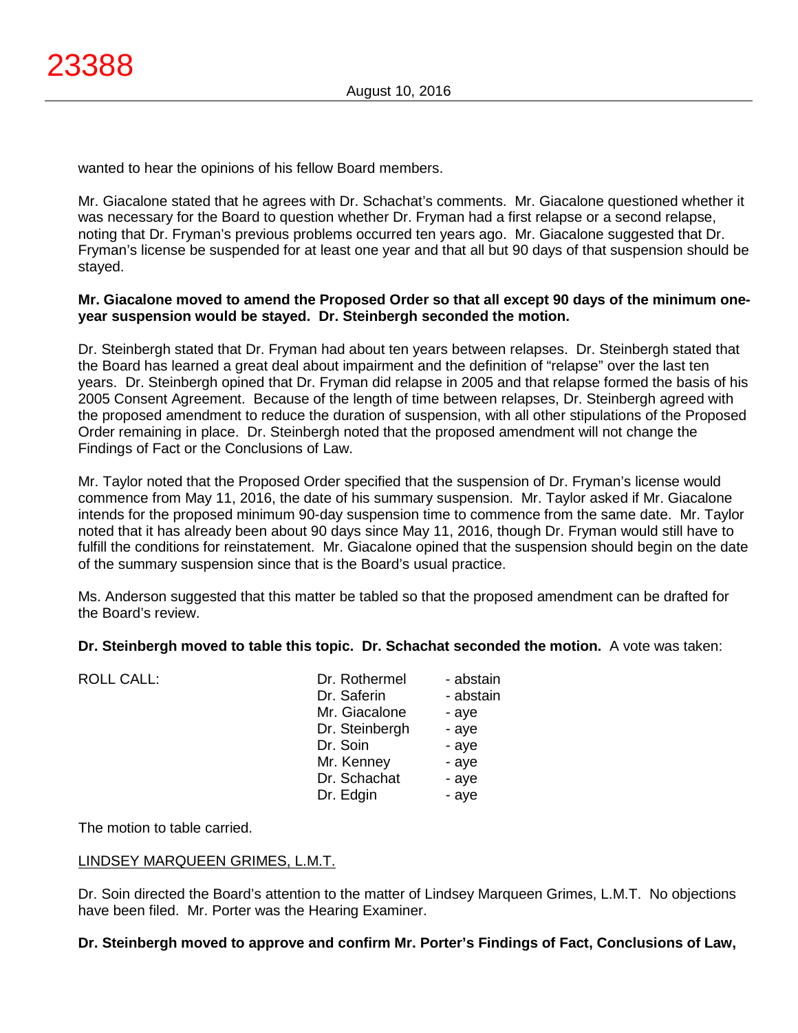wanted to hear the opinions of his fellow Board members.

Mr. Giacalone stated that he agrees with Dr. Schachat's comments. Mr. Giacalone questioned whether it was necessary for the Board to question whether Dr. Fryman had a first relapse or a second relapse, noting that Dr. Fryman's previous problems occurred ten years ago. Mr. Giacalone suggested that Dr. Fryman's license be suspended for at least one year and that all but 90 days of that suspension should be stayed.

**Mr. Giacalone moved to amend the Proposed Order so that all except 90 days of the minimum one-year suspension would be stayed. Dr. Steinbergh seconded the motion.**

Dr. Steinbergh stated that Dr. Fryman had about ten years between relapses. Dr. Steinbergh stated that the Board has learned a great deal about impairment and the definition of "relapse" over the last ten years. Dr. Steinbergh opined that Dr. Fryman did relapse in 2005 and that relapse formed the basis of his 2005 Consent Agreement. Because of the length of time between relapses, Dr. Steinbergh agreed with the proposed amendment to reduce the duration of suspension, with all other stipulations of the Proposed Order remaining in place. Dr. Steinbergh noted that the proposed amendment will not change the Findings of Fact or the Conclusions of Law.

Mr. Taylor noted that the Proposed Order specified that the suspension of Dr. Fryman's license would commence from May 11, 2016, the date of his summary suspension. Mr. Taylor asked if Mr. Giacalone intends for the proposed minimum 90-day suspension time to commence from the same date. Mr. Taylor noted that it has already been about 90 days since May 11, 2016, though Dr. Fryman would still have to fulfill the conditions for reinstatement. Mr. Giacalone opined that the suspension should begin on the date of the summary suspension since that is the Board's usual practice.

Ms. Anderson suggested that this matter be tabled so that the proposed amendment can be drafted for the Board's review.

**Dr. Steinbergh moved to table this topic. Dr. Schachat seconded the motion.** A vote was taken:

| ROLL CALL: | | |
|---|---|---|
| | Dr. Rothermel | - abstain |
| | Dr. Saferin | - abstain |
| | Mr. Giacalone | - aye |
| | Dr. Steinbergh | - aye |
| | Dr. Soin | - aye |
| | Mr. Kenney | - aye |
| | Dr. Schachat | - aye |
| | Dr. Edgin | - aye |

The motion to table carried.

<u>LINDSEY MARQUEEN GRIMES, L.M.T.</u>

Dr. Soin directed the Board's attention to the matter of Lindsey Marqueen Grimes, L.M.T. No objections have been filed. Mr. Porter was the Hearing Examiner.

**Dr. Steinbergh moved to approve and confirm Mr. Porter's Findings of Fact, Conclusions of Law,**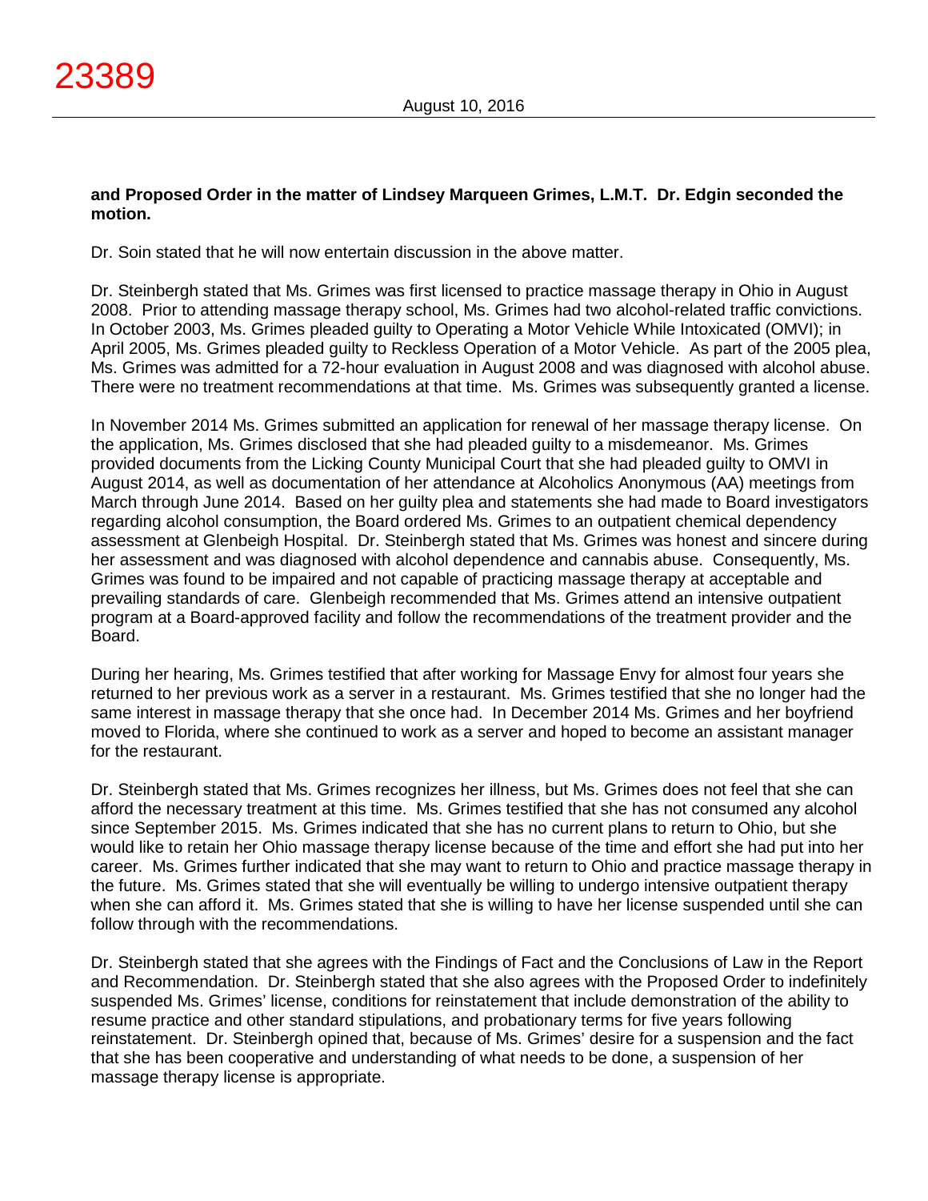**and Proposed Order in the matter of Lindsey Marqueen Grimes, L.M.T. Dr. Edgin seconded the motion.**

Dr. Soin stated that he will now entertain discussion in the above matter.

Dr. Steinbergh stated that Ms. Grimes was first licensed to practice massage therapy in Ohio in August 2008. Prior to attending massage therapy school, Ms. Grimes had two alcohol-related traffic convictions. In October 2003, Ms. Grimes pleaded guilty to Operating a Motor Vehicle While Intoxicated (OMVI); in April 2005, Ms. Grimes pleaded guilty to Reckless Operation of a Motor Vehicle. As part of the 2005 plea, Ms. Grimes was admitted for a 72-hour evaluation in August 2008 and was diagnosed with alcohol abuse. There were no treatment recommendations at that time. Ms. Grimes was subsequently granted a license.

In November 2014 Ms. Grimes submitted an application for renewal of her massage therapy license. On the application, Ms. Grimes disclosed that she had pleaded guilty to a misdemeanor. Ms. Grimes provided documents from the Licking County Municipal Court that she had pleaded guilty to OMVI in August 2014, as well as documentation of her attendance at Alcoholics Anonymous (AA) meetings from March through June 2014. Based on her guilty plea and statements she had made to Board investigators regarding alcohol consumption, the Board ordered Ms. Grimes to an outpatient chemical dependency assessment at Glenbeigh Hospital. Dr. Steinbergh stated that Ms. Grimes was honest and sincere during her assessment and was diagnosed with alcohol dependence and cannabis abuse. Consequently, Ms. Grimes was found to be impaired and not capable of practicing massage therapy at acceptable and prevailing standards of care. Glenbeigh recommended that Ms. Grimes attend an intensive outpatient program at a Board-approved facility and follow the recommendations of the treatment provider and the Board.

During her hearing, Ms. Grimes testified that after working for Massage Envy for almost four years she returned to her previous work as a server in a restaurant. Ms. Grimes testified that she no longer had the same interest in massage therapy that she once had. In December 2014 Ms. Grimes and her boyfriend moved to Florida, where she continued to work as a server and hoped to become an assistant manager for the restaurant.

Dr. Steinbergh stated that Ms. Grimes recognizes her illness, but Ms. Grimes does not feel that she can afford the necessary treatment at this time. Ms. Grimes testified that she has not consumed any alcohol since September 2015. Ms. Grimes indicated that she has no current plans to return to Ohio, but she would like to retain her Ohio massage therapy license because of the time and effort she had put into her career. Ms. Grimes further indicated that she may want to return to Ohio and practice massage therapy in the future. Ms. Grimes stated that she will eventually be willing to undergo intensive outpatient therapy when she can afford it. Ms. Grimes stated that she is willing to have her license suspended until she can follow through with the recommendations.

Dr. Steinbergh stated that she agrees with the Findings of Fact and the Conclusions of Law in the Report and Recommendation. Dr. Steinbergh stated that she also agrees with the Proposed Order to indefinitely suspended Ms. Grimes' license, conditions for reinstatement that include demonstration of the ability to resume practice and other standard stipulations, and probationary terms for five years following reinstatement. Dr. Steinbergh opined that, because of Ms. Grimes' desire for a suspension and the fact that she has been cooperative and understanding of what needs to be done, a suspension of her massage therapy license is appropriate.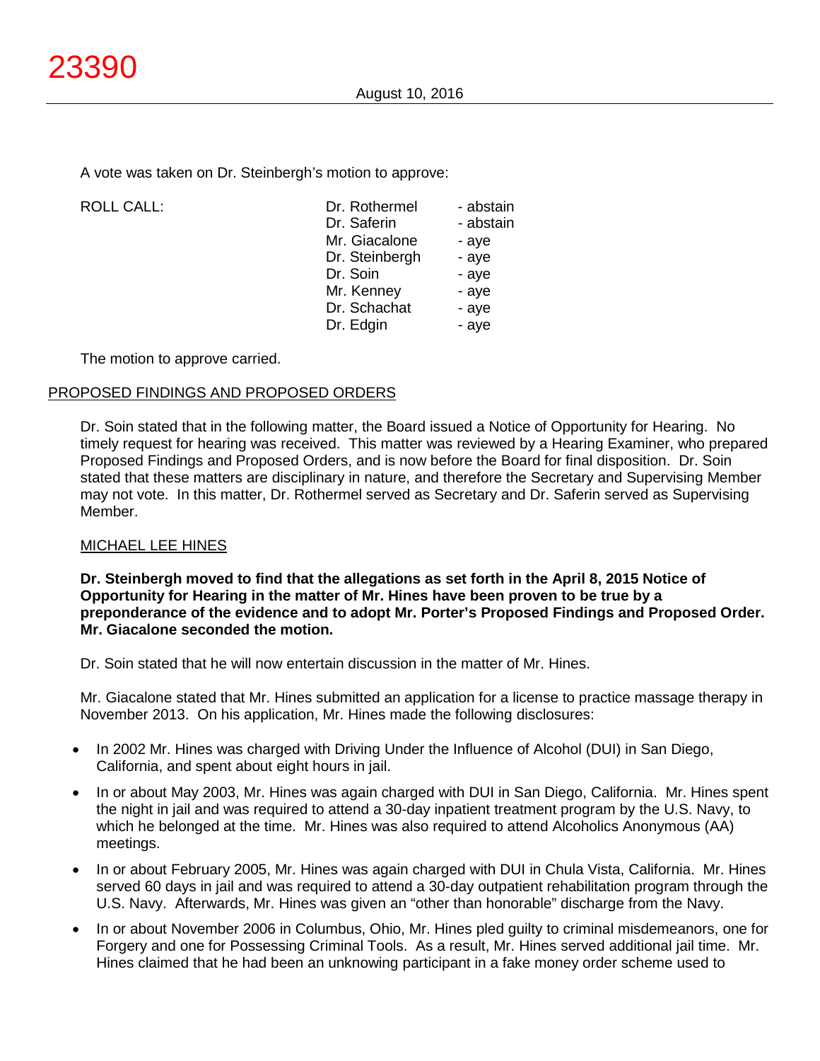A vote was taken on Dr. Steinbergh's motion to approve:

| ROLL CALL: | Dr. Rothermel | - abstain |
|---|---|---|
| | Dr. Saferin | - abstain |
| | Mr. Giacalone | - aye |
| | Dr. Steinbergh | - aye |
| | Dr. Soin | - aye |
| | Mr. Kenney | - aye |
| | Dr. Schachat | - aye |
| | Dr. Edgin | - aye |

The motion to approve carried.

## PROPOSED FINDINGS AND PROPOSED ORDERS

Dr. Soin stated that in the following matter, the Board issued a Notice of Opportunity for Hearing. No timely request for hearing was received. This matter was reviewed by a Hearing Examiner, who prepared Proposed Findings and Proposed Orders, and is now before the Board for final disposition. Dr. Soin stated that these matters are disciplinary in nature, and therefore the Secretary and Supervising Member may not vote. In this matter, Dr. Rothermel served as Secretary and Dr. Saferin served as Supervising Member.

### MICHAEL LEE HINES

**Dr. Steinbergh moved to find that the allegations as set forth in the April 8, 2015 Notice of Opportunity for Hearing in the matter of Mr. Hines have been proven to be true by a preponderance of the evidence and to adopt Mr. Porter's Proposed Findings and Proposed Order. Mr. Giacalone seconded the motion.**

Dr. Soin stated that he will now entertain discussion in the matter of Mr. Hines.

Mr. Giacalone stated that Mr. Hines submitted an application for a license to practice massage therapy in November 2013. On his application, Mr. Hines made the following disclosures:

- In 2002 Mr. Hines was charged with Driving Under the Influence of Alcohol (DUI) in San Diego, California, and spent about eight hours in jail.
- In or about May 2003, Mr. Hines was again charged with DUI in San Diego, California. Mr. Hines spent the night in jail and was required to attend a 30-day inpatient treatment program by the U.S. Navy, to which he belonged at the time. Mr. Hines was also required to attend Alcoholics Anonymous (AA) meetings.
- In or about February 2005, Mr. Hines was again charged with DUI in Chula Vista, California. Mr. Hines served 60 days in jail and was required to attend a 30-day outpatient rehabilitation program through the U.S. Navy. Afterwards, Mr. Hines was given an "other than honorable" discharge from the Navy.
- In or about November 2006 in Columbus, Ohio, Mr. Hines pled guilty to criminal misdemeanors, one for Forgery and one for Possessing Criminal Tools. As a result, Mr. Hines served additional jail time. Mr. Hines claimed that he had been an unknowing participant in a fake money order scheme used to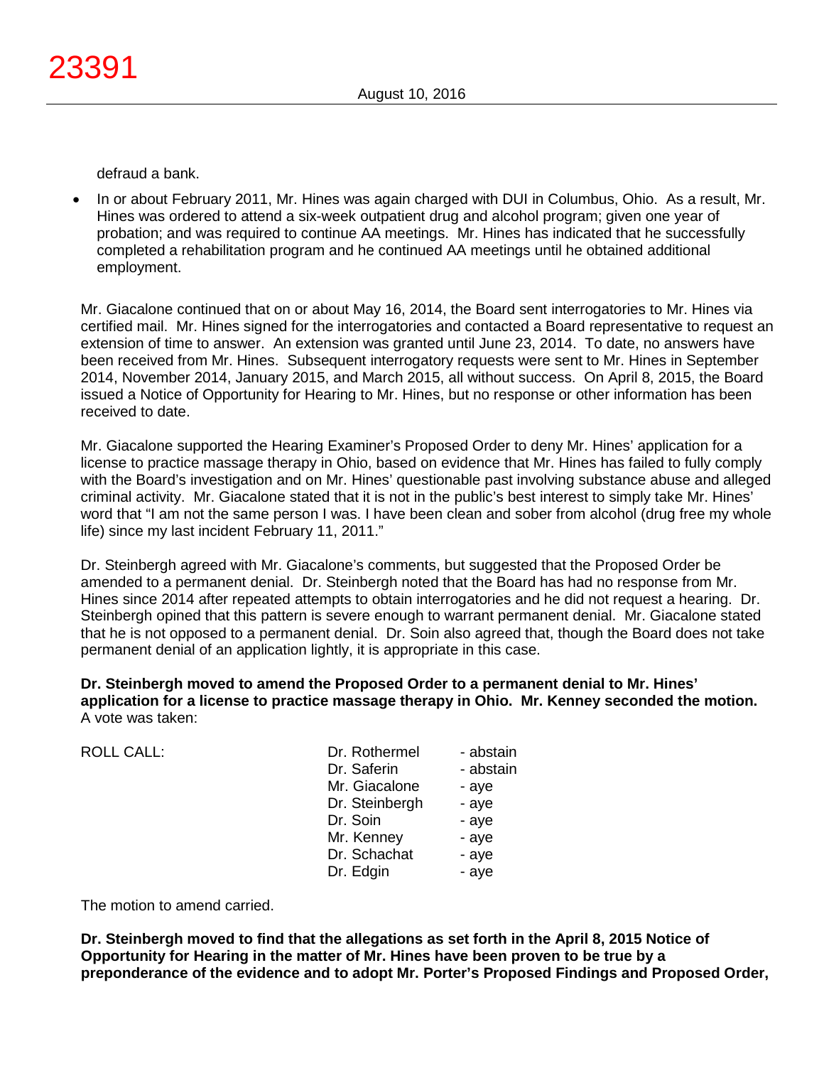defraud a bank.

- In or about February 2011, Mr. Hines was again charged with DUI in Columbus, Ohio. As a result, Mr. Hines was ordered to attend a six-week outpatient drug and alcohol program; given one year of probation; and was required to continue AA meetings. Mr. Hines has indicated that he successfully completed a rehabilitation program and he continued AA meetings until he obtained additional employment.

Mr. Giacalone continued that on or about May 16, 2014, the Board sent interrogatories to Mr. Hines via certified mail. Mr. Hines signed for the interrogatories and contacted a Board representative to request an extension of time to answer. An extension was granted until June 23, 2014. To date, no answers have been received from Mr. Hines. Subsequent interrogatory requests were sent to Mr. Hines in September 2014, November 2014, January 2015, and March 2015, all without success. On April 8, 2015, the Board issued a Notice of Opportunity for Hearing to Mr. Hines, but no response or other information has been received to date.

Mr. Giacalone supported the Hearing Examiner's Proposed Order to deny Mr. Hines' application for a license to practice massage therapy in Ohio, based on evidence that Mr. Hines has failed to fully comply with the Board's investigation and on Mr. Hines' questionable past involving substance abuse and alleged criminal activity. Mr. Giacalone stated that it is not in the public's best interest to simply take Mr. Hines' word that "I am not the same person I was. I have been clean and sober from alcohol (drug free my whole life) since my last incident February 11, 2011."

Dr. Steinbergh agreed with Mr. Giacalone's comments, but suggested that the Proposed Order be amended to a permanent denial. Dr. Steinbergh noted that the Board has had no response from Mr. Hines since 2014 after repeated attempts to obtain interrogatories and he did not request a hearing. Dr. Steinbergh opined that this pattern is severe enough to warrant permanent denial. Mr. Giacalone stated that he is not opposed to a permanent denial. Dr. Soin also agreed that, though the Board does not take permanent denial of an application lightly, it is appropriate in this case.

**Dr. Steinbergh moved to amend the Proposed Order to a permanent denial to Mr. Hines' application for a license to practice massage therapy in Ohio. Mr. Kenney seconded the motion.** A vote was taken:

| ROLL CALL: | | |
|---|---|---|
| | Dr. Rothermel | - abstain |
| | Dr. Saferin | - abstain |
| | Mr. Giacalone | - aye |
| | Dr. Steinbergh | - aye |
| | Dr. Soin | - aye |
| | Mr. Kenney | - aye |
| | Dr. Schachat | - aye |
| | Dr. Edgin | - aye |

The motion to amend carried.

**Dr. Steinbergh moved to find that the allegations as set forth in the April 8, 2015 Notice of Opportunity for Hearing in the matter of Mr. Hines have been proven to be true by a preponderance of the evidence and to adopt Mr. Porter's Proposed Findings and Proposed Order,**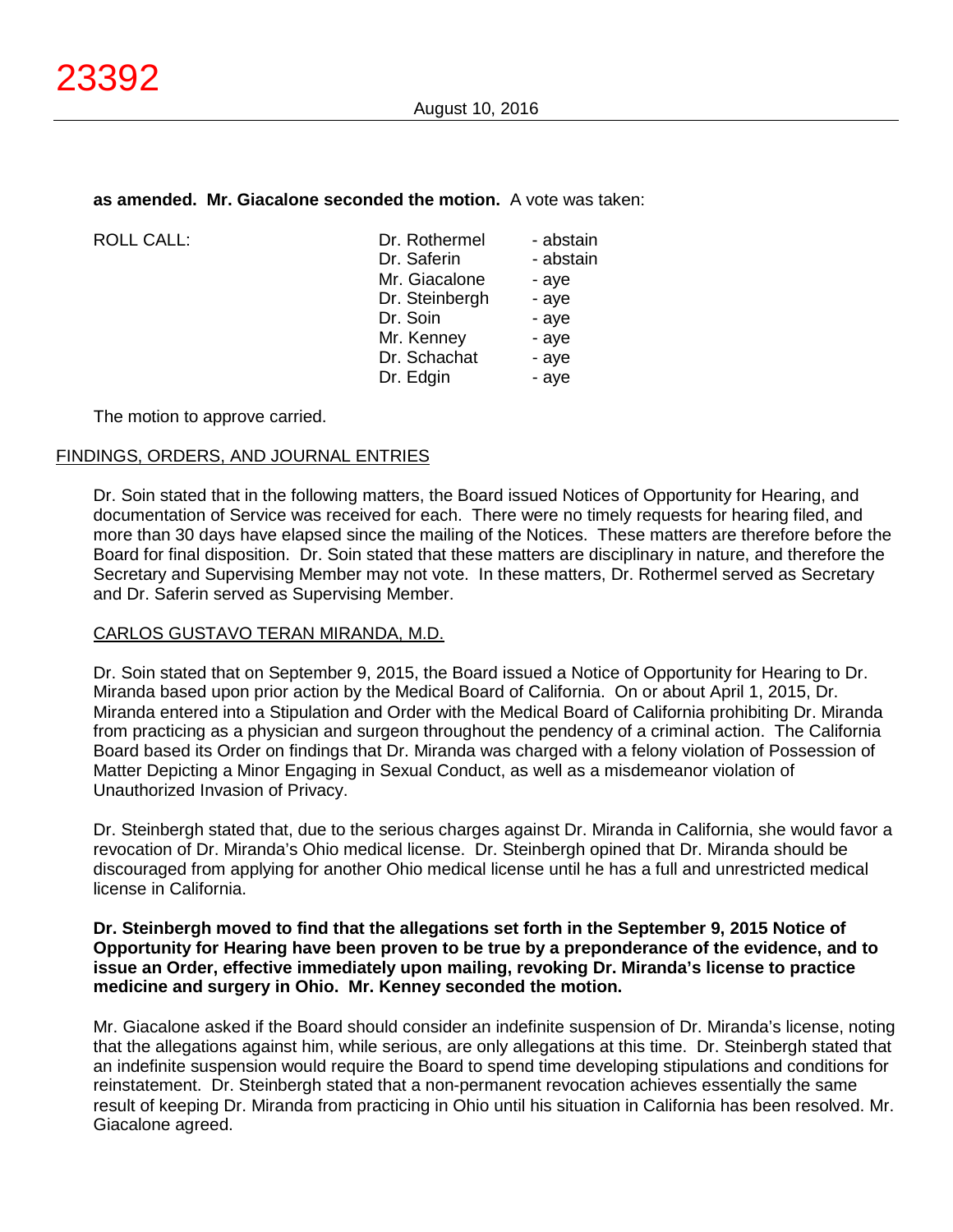**as amended. Mr. Giacalone seconded the motion.** A vote was taken:

| ROLL CALL: | | |
|---|---|---|
| | Dr. Rothermel | - abstain |
| | Dr. Saferin | - abstain |
| | Mr. Giacalone | - aye |
| | Dr. Steinbergh | - aye |
| | Dr. Soin | - aye |
| | Mr. Kenney | - aye |
| | Dr. Schachat | - aye |
| | Dr. Edgin | - aye |

The motion to approve carried.

## FINDINGS, ORDERS, AND JOURNAL ENTRIES

Dr. Soin stated that in the following matters, the Board issued Notices of Opportunity for Hearing, and documentation of Service was received for each. There were no timely requests for hearing filed, and more than 30 days have elapsed since the mailing of the Notices. These matters are therefore before the Board for final disposition. Dr. Soin stated that these matters are disciplinary in nature, and therefore the Secretary and Supervising Member may not vote. In these matters, Dr. Rothermel served as Secretary and Dr. Saferin served as Supervising Member.

### CARLOS GUSTAVO TERAN MIRANDA, M.D.

Dr. Soin stated that on September 9, 2015, the Board issued a Notice of Opportunity for Hearing to Dr. Miranda based upon prior action by the Medical Board of California. On or about April 1, 2015, Dr. Miranda entered into a Stipulation and Order with the Medical Board of California prohibiting Dr. Miranda from practicing as a physician and surgeon throughout the pendency of a criminal action. The California Board based its Order on findings that Dr. Miranda was charged with a felony violation of Possession of Matter Depicting a Minor Engaging in Sexual Conduct, as well as a misdemeanor violation of Unauthorized Invasion of Privacy.

Dr. Steinbergh stated that, due to the serious charges against Dr. Miranda in California, she would favor a revocation of Dr. Miranda's Ohio medical license. Dr. Steinbergh opined that Dr. Miranda should be discouraged from applying for another Ohio medical license until he has a full and unrestricted medical license in California.

**Dr. Steinbergh moved to find that the allegations set forth in the September 9, 2015 Notice of Opportunity for Hearing have been proven to be true by a preponderance of the evidence, and to issue an Order, effective immediately upon mailing, revoking Dr. Miranda's license to practice medicine and surgery in Ohio. Mr. Kenney seconded the motion.**

Mr. Giacalone asked if the Board should consider an indefinite suspension of Dr. Miranda's license, noting that the allegations against him, while serious, are only allegations at this time. Dr. Steinbergh stated that an indefinite suspension would require the Board to spend time developing stipulations and conditions for reinstatement. Dr. Steinbergh stated that a non-permanent revocation achieves essentially the same result of keeping Dr. Miranda from practicing in Ohio until his situation in California has been resolved. Mr. Giacalone agreed.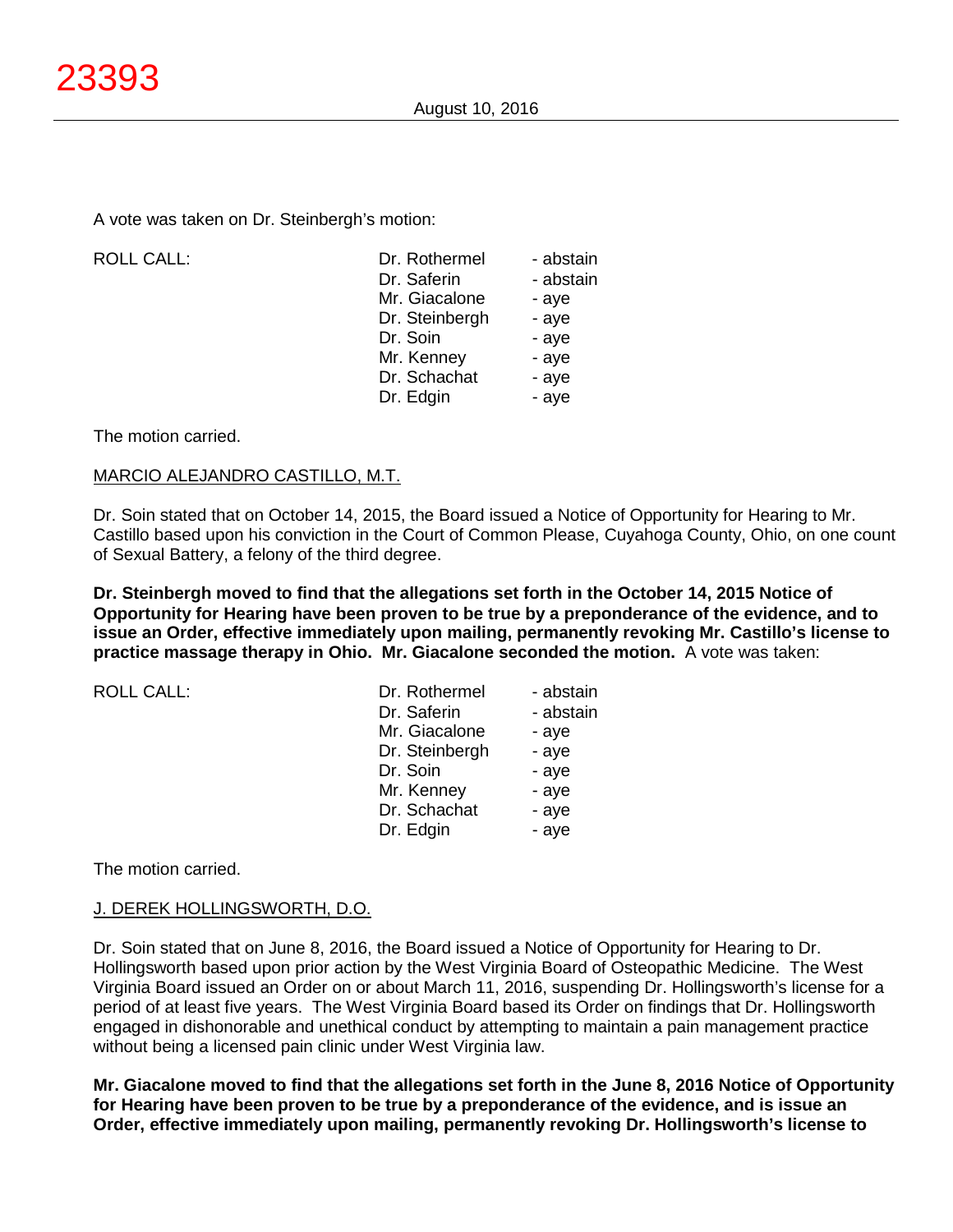A vote was taken on Dr. Steinbergh's motion:

| ROLL CALL: | Dr. Rothermel | - abstain |
|---|---|---|
| | Dr. Saferin | - abstain |
| | Mr. Giacalone | - aye |
| | Dr. Steinbergh | - aye |
| | Dr. Soin | - aye |
| | Mr. Kenney | - aye |
| | Dr. Schachat | - aye |
| | Dr. Edgin | - aye |

The motion carried.

MARCIO ALEJANDRO CASTILLO, M.T.

Dr. Soin stated that on October 14, 2015, the Board issued a Notice of Opportunity for Hearing to Mr. Castillo based upon his conviction in the Court of Common Please, Cuyahoga County, Ohio, on one count of Sexual Battery, a felony of the third degree.

**Dr. Steinbergh moved to find that the allegations set forth in the October 14, 2015 Notice of Opportunity for Hearing have been proven to be true by a preponderance of the evidence, and to issue an Order, effective immediately upon mailing, permanently revoking Mr. Castillo's license to practice massage therapy in Ohio. Mr. Giacalone seconded the motion.** A vote was taken:

| ROLL CALL: | Dr. Rothermel | - abstain |
|---|---|---|
| | Dr. Saferin | - abstain |
| | Mr. Giacalone | - aye |
| | Dr. Steinbergh | - aye |
| | Dr. Soin | - aye |
| | Mr. Kenney | - aye |
| | Dr. Schachat | - aye |
| | Dr. Edgin | - aye |

The motion carried.

J. DEREK HOLLINGSWORTH, D.O.

Dr. Soin stated that on June 8, 2016, the Board issued a Notice of Opportunity for Hearing to Dr. Hollingsworth based upon prior action by the West Virginia Board of Osteopathic Medicine. The West Virginia Board issued an Order on or about March 11, 2016, suspending Dr. Hollingsworth's license for a period of at least five years. The West Virginia Board based its Order on findings that Dr. Hollingsworth engaged in dishonorable and unethical conduct by attempting to maintain a pain management practice without being a licensed pain clinic under West Virginia law.

**Mr. Giacalone moved to find that the allegations set forth in the June 8, 2016 Notice of Opportunity for Hearing have been proven to be true by a preponderance of the evidence, and is issue an Order, effective immediately upon mailing, permanently revoking Dr. Hollingsworth's license to**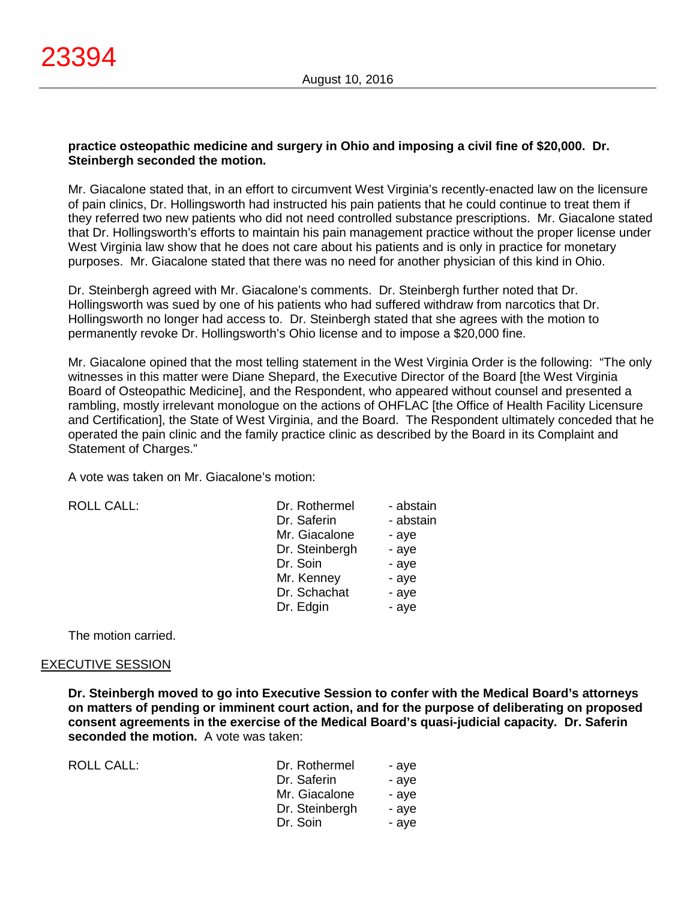**practice osteopathic medicine and surgery in Ohio and imposing a civil fine of $20,000. Dr. Steinbergh seconded the motion.**

Mr. Giacalone stated that, in an effort to circumvent West Virginia's recently-enacted law on the licensure of pain clinics, Dr. Hollingsworth had instructed his pain patients that he could continue to treat them if they referred two new patients who did not need controlled substance prescriptions. Mr. Giacalone stated that Dr. Hollingsworth's efforts to maintain his pain management practice without the proper license under West Virginia law show that he does not care about his patients and is only in practice for monetary purposes. Mr. Giacalone stated that there was no need for another physician of this kind in Ohio.

Dr. Steinbergh agreed with Mr. Giacalone's comments. Dr. Steinbergh further noted that Dr. Hollingsworth was sued by one of his patients who had suffered withdraw from narcotics that Dr. Hollingsworth no longer had access to. Dr. Steinbergh stated that she agrees with the motion to permanently revoke Dr. Hollingsworth's Ohio license and to impose a $20,000 fine.

Mr. Giacalone opined that the most telling statement in the West Virginia Order is the following: "The only witnesses in this matter were Diane Shepard, the Executive Director of the Board [the West Virginia Board of Osteopathic Medicine], and the Respondent, who appeared without counsel and presented a rambling, mostly irrelevant monologue on the actions of OHFLAC [the Office of Health Facility Licensure and Certification], the State of West Virginia, and the Board. The Respondent ultimately conceded that he operated the pain clinic and the family practice clinic as described by the Board in its Complaint and Statement of Charges."

A vote was taken on Mr. Giacalone's motion:

| ROLL CALL: | Dr. Rothermel | - abstain |
|---|---|---|
| | Dr. Saferin | - abstain |
| | Mr. Giacalone | - aye |
| | Dr. Steinbergh | - aye |
| | Dr. Soin | - aye |
| | Mr. Kenney | - aye |
| | Dr. Schachat | - aye |
| | Dr. Edgin | - aye |

The motion carried.

## EXECUTIVE SESSION

**Dr. Steinbergh moved to go into Executive Session to confer with the Medical Board's attorneys on matters of pending or imminent court action, and for the purpose of deliberating on proposed consent agreements in the exercise of the Medical Board's quasi-judicial capacity. Dr. Saferin seconded the motion.** A vote was taken:

| ROLL CALL: | Dr. Rothermel | - aye |
|---|---|---|
| | Dr. Saferin | - aye |
| | Mr. Giacalone | - aye |
| | Dr. Steinbergh | - aye |
| | Dr. Soin | - aye |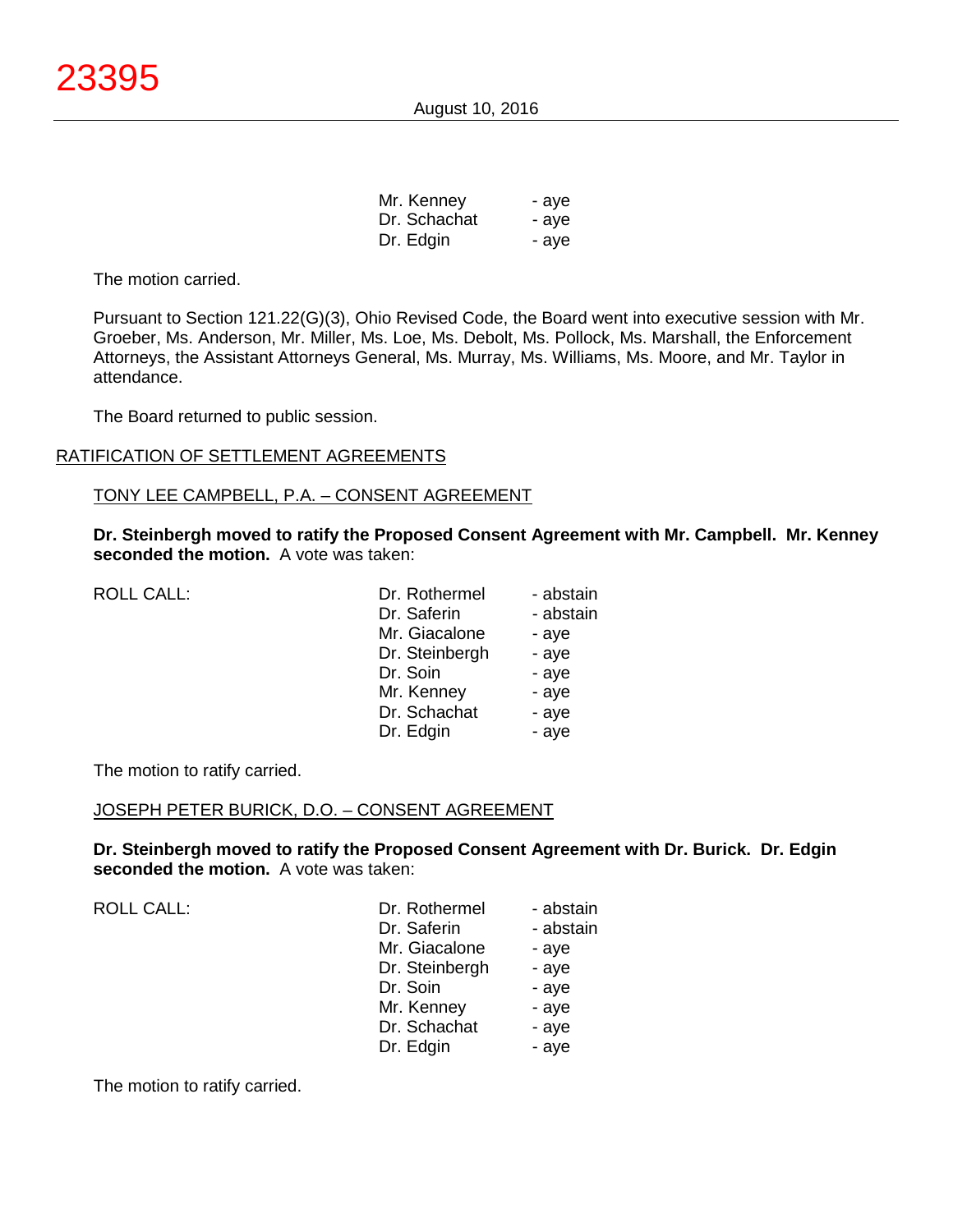| | |
|---|---|
| Mr. Kenney | - aye |
| Dr. Schachat | - aye |
| Dr. Edgin | - aye |

The motion carried.

Pursuant to Section 121.22(G)(3), Ohio Revised Code, the Board went into executive session with Mr. Groeber, Ms. Anderson, Mr. Miller, Ms. Loe, Ms. Debolt, Ms. Pollock, Ms. Marshall, the Enforcement Attorneys, the Assistant Attorneys General, Ms. Murray, Ms. Williams, Ms. Moore, and Mr. Taylor in attendance.

The Board returned to public session.

## RATIFICATION OF SETTLEMENT AGREEMENTS

### TONY LEE CAMPBELL, P.A. – CONSENT AGREEMENT

**Dr. Steinbergh moved to ratify the Proposed Consent Agreement with Mr. Campbell. Mr. Kenney seconded the motion.** A vote was taken:

| ROLL CALL: | | |
|---|---|---|
| | Dr. Rothermel | - abstain |
| | Dr. Saferin | - abstain |
| | Mr. Giacalone | - aye |
| | Dr. Steinbergh | - aye |
| | Dr. Soin | - aye |
| | Mr. Kenney | - aye |
| | Dr. Schachat | - aye |
| | Dr. Edgin | - aye |

The motion to ratify carried.

### JOSEPH PETER BURICK, D.O. – CONSENT AGREEMENT

**Dr. Steinbergh moved to ratify the Proposed Consent Agreement with Dr. Burick. Dr. Edgin seconded the motion.** A vote was taken:

| ROLL CALL: | | |
|---|---|---|
| | Dr. Rothermel | - abstain |
| | Dr. Saferin | - abstain |
| | Mr. Giacalone | - aye |
| | Dr. Steinbergh | - aye |
| | Dr. Soin | - aye |
| | Mr. Kenney | - aye |
| | Dr. Schachat | - aye |
| | Dr. Edgin | - aye |

The motion to ratify carried.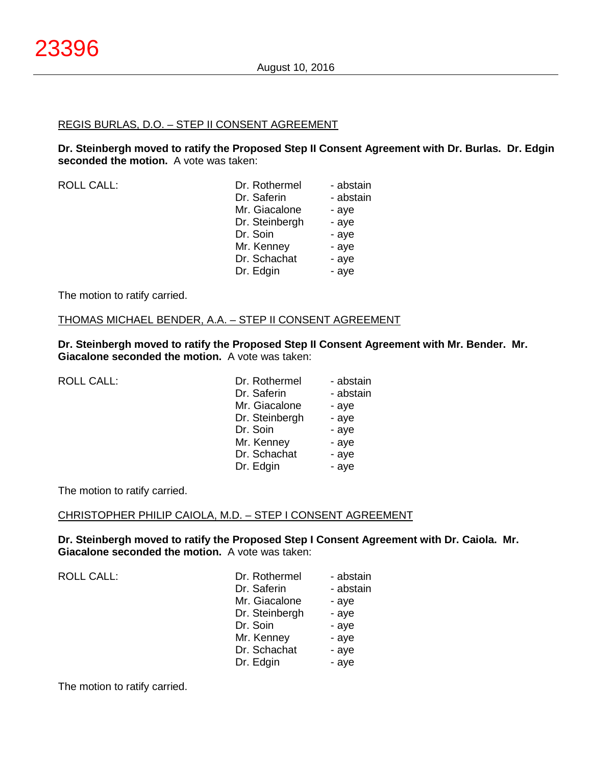REGIS BURLAS, D.O. – STEP II CONSENT AGREEMENT

**Dr. Steinbergh moved to ratify the Proposed Step II Consent Agreement with Dr. Burlas. Dr. Edgin seconded the motion.** A vote was taken:

| ROLL CALL: | Dr. Rothermel | - abstain |
|---|---|---|
| | Dr. Saferin | - abstain |
| | Mr. Giacalone | - aye |
| | Dr. Steinbergh | - aye |
| | Dr. Soin | - aye |
| | Mr. Kenney | - aye |
| | Dr. Schachat | - aye |
| | Dr. Edgin | - aye |

The motion to ratify carried.

THOMAS MICHAEL BENDER, A.A. – STEP II CONSENT AGREEMENT

**Dr. Steinbergh moved to ratify the Proposed Step II Consent Agreement with Mr. Bender. Mr. Giacalone seconded the motion.** A vote was taken:

| ROLL CALL: | Dr. Rothermel | - abstain |
|---|---|---|
| | Dr. Saferin | - abstain |
| | Mr. Giacalone | - aye |
| | Dr. Steinbergh | - aye |
| | Dr. Soin | - aye |
| | Mr. Kenney | - aye |
| | Dr. Schachat | - aye |
| | Dr. Edgin | - aye |

The motion to ratify carried.

CHRISTOPHER PHILIP CAIOLA, M.D. – STEP I CONSENT AGREEMENT

**Dr. Steinbergh moved to ratify the Proposed Step I Consent Agreement with Dr. Caiola. Mr. Giacalone seconded the motion.** A vote was taken:

| ROLL CALL: | Dr. Rothermel | - abstain |
|---|---|---|
| | Dr. Saferin | - abstain |
| | Mr. Giacalone | - aye |
| | Dr. Steinbergh | - aye |
| | Dr. Soin | - aye |
| | Mr. Kenney | - aye |
| | Dr. Schachat | - aye |
| | Dr. Edgin | - aye |

The motion to ratify carried.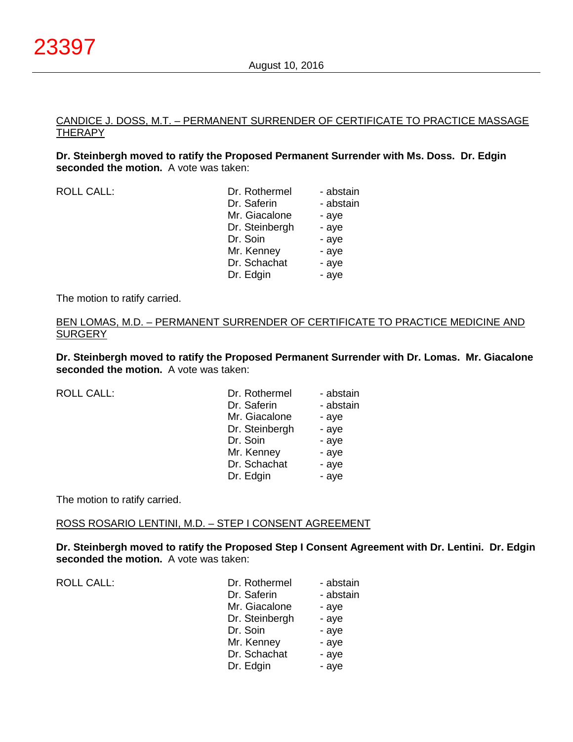CANDICE J. DOSS, M.T. – PERMANENT SURRENDER OF CERTIFICATE TO PRACTICE MASSAGE THERAPY

**Dr. Steinbergh moved to ratify the Proposed Permanent Surrender with Ms. Doss. Dr. Edgin seconded the motion.** A vote was taken:

| ROLL CALL: | | |
|---|---|---|
| | Dr. Rothermel | - abstain |
| | Dr. Saferin | - abstain |
| | Mr. Giacalone | - aye |
| | Dr. Steinbergh | - aye |
| | Dr. Soin | - aye |
| | Mr. Kenney | - aye |
| | Dr. Schachat | - aye |
| | Dr. Edgin | - aye |

The motion to ratify carried.

BEN LOMAS, M.D. – PERMANENT SURRENDER OF CERTIFICATE TO PRACTICE MEDICINE AND SURGERY

**Dr. Steinbergh moved to ratify the Proposed Permanent Surrender with Dr. Lomas. Mr. Giacalone seconded the motion.** A vote was taken:

| ROLL CALL: | | |
|---|---|---|
| | Dr. Rothermel | - abstain |
| | Dr. Saferin | - abstain |
| | Mr. Giacalone | - aye |
| | Dr. Steinbergh | - aye |
| | Dr. Soin | - aye |
| | Mr. Kenney | - aye |
| | Dr. Schachat | - aye |
| | Dr. Edgin | - aye |

The motion to ratify carried.

ROSS ROSARIO LENTINI, M.D. – STEP I CONSENT AGREEMENT

**Dr. Steinbergh moved to ratify the Proposed Step I Consent Agreement with Dr. Lentini. Dr. Edgin seconded the motion.** A vote was taken:

| ROLL CALL: | | |
|---|---|---|
| | Dr. Rothermel | - abstain |
| | Dr. Saferin | - abstain |
| | Mr. Giacalone | - aye |
| | Dr. Steinbergh | - aye |
| | Dr. Soin | - aye |
| | Mr. Kenney | - aye |
| | Dr. Schachat | - aye |
| | Dr. Edgin | - aye |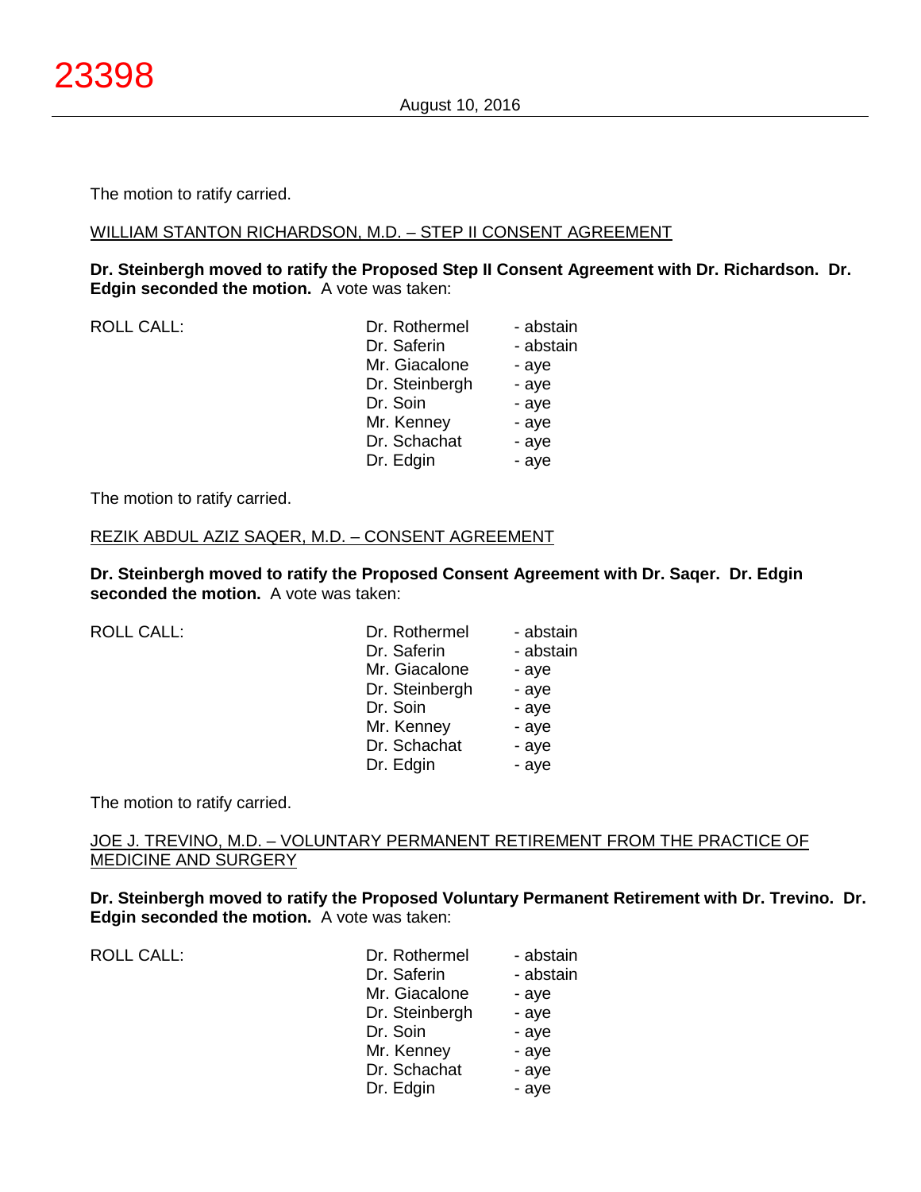The motion to ratify carried.

WILLIAM STANTON RICHARDSON, M.D. – STEP II CONSENT AGREEMENT

**Dr. Steinbergh moved to ratify the Proposed Step II Consent Agreement with Dr. Richardson. Dr. Edgin seconded the motion.** A vote was taken:

| ROLL CALL: | Dr. Rothermel | - abstain |
|---|---|---|
| | Dr. Saferin | - abstain |
| | Mr. Giacalone | - aye |
| | Dr. Steinbergh | - aye |
| | Dr. Soin | - aye |
| | Mr. Kenney | - aye |
| | Dr. Schachat | - aye |
| | Dr. Edgin | - aye |

The motion to ratify carried.

REZIK ABDUL AZIZ SAQER, M.D. – CONSENT AGREEMENT

**Dr. Steinbergh moved to ratify the Proposed Consent Agreement with Dr. Saqer. Dr. Edgin seconded the motion.** A vote was taken:

| ROLL CALL: | Dr. Rothermel | - abstain |
|---|---|---|
| | Dr. Saferin | - abstain |
| | Mr. Giacalone | - aye |
| | Dr. Steinbergh | - aye |
| | Dr. Soin | - aye |
| | Mr. Kenney | - aye |
| | Dr. Schachat | - aye |
| | Dr. Edgin | - aye |

The motion to ratify carried.

JOE J. TREVINO, M.D. – VOLUNTARY PERMANENT RETIREMENT FROM THE PRACTICE OF MEDICINE AND SURGERY

**Dr. Steinbergh moved to ratify the Proposed Voluntary Permanent Retirement with Dr. Trevino. Dr. Edgin seconded the motion.** A vote was taken:

| ROLL CALL: | Dr. Rothermel | - abstain |
|---|---|---|
| | Dr. Saferin | - abstain |
| | Mr. Giacalone | - aye |
| | Dr. Steinbergh | - aye |
| | Dr. Soin | - aye |
| | Mr. Kenney | - aye |
| | Dr. Schachat | - aye |
| | Dr. Edgin | - aye |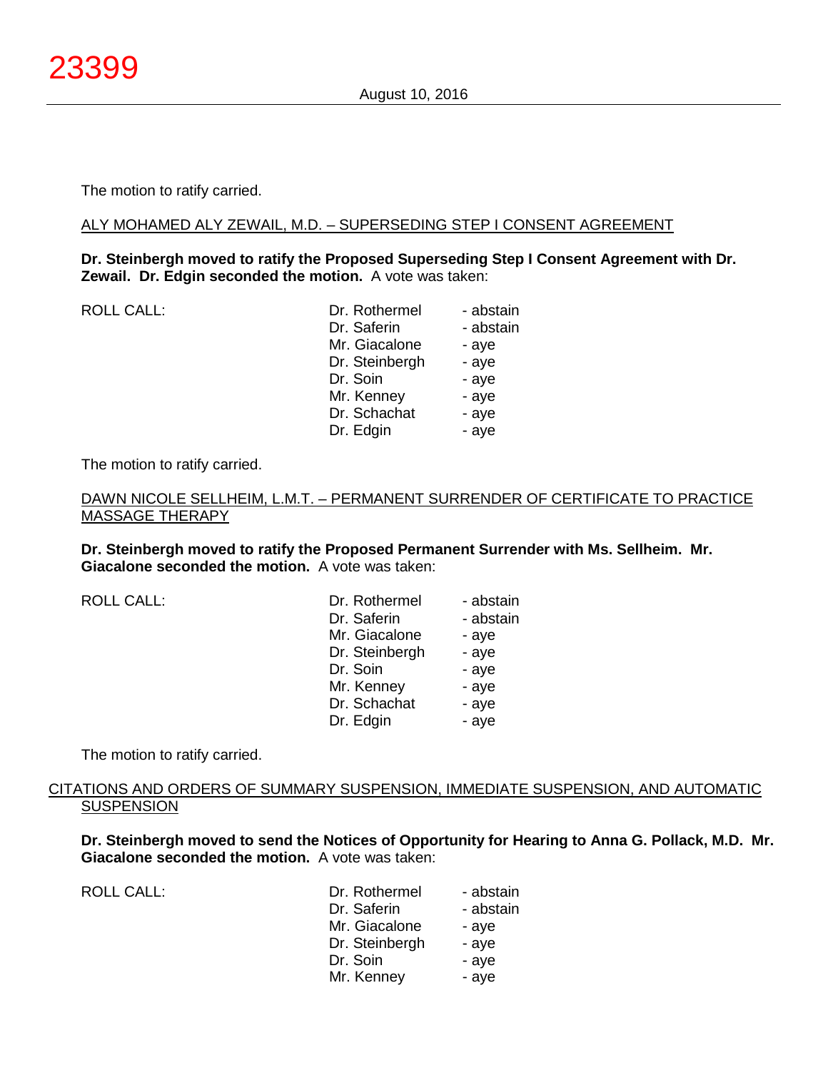The motion to ratify carried.

ALY MOHAMED ALY ZEWAIL, M.D. – SUPERSEDING STEP I CONSENT AGREEMENT

**Dr. Steinbergh moved to ratify the Proposed Superseding Step I Consent Agreement with Dr. Zewail. Dr. Edgin seconded the motion.** A vote was taken:

| ROLL CALL: | Dr. Rothermel | - abstain |
|---|---|---|
| | Dr. Saferin | - abstain |
| | Mr. Giacalone | - aye |
| | Dr. Steinbergh | - aye |
| | Dr. Soin | - aye |
| | Mr. Kenney | - aye |
| | Dr. Schachat | - aye |
| | Dr. Edgin | - aye |

The motion to ratify carried.

DAWN NICOLE SELLHEIM, L.M.T. – PERMANENT SURRENDER OF CERTIFICATE TO PRACTICE MASSAGE THERAPY

**Dr. Steinbergh moved to ratify the Proposed Permanent Surrender with Ms. Sellheim. Mr. Giacalone seconded the motion.** A vote was taken:

| ROLL CALL: | Dr. Rothermel | - abstain |
|---|---|---|
| | Dr. Saferin | - abstain |
| | Mr. Giacalone | - aye |
| | Dr. Steinbergh | - aye |
| | Dr. Soin | - aye |
| | Mr. Kenney | - aye |
| | Dr. Schachat | - aye |
| | Dr. Edgin | - aye |

The motion to ratify carried.

CITATIONS AND ORDERS OF SUMMARY SUSPENSION, IMMEDIATE SUSPENSION, AND AUTOMATIC SUSPENSION

**Dr. Steinbergh moved to send the Notices of Opportunity for Hearing to Anna G. Pollack, M.D. Mr. Giacalone seconded the motion.** A vote was taken:

| ROLL CALL: | Dr. Rothermel | - abstain |
|---|---|---|
| | Dr. Saferin | - abstain |
| | Mr. Giacalone | - aye |
| | Dr. Steinbergh | - aye |
| | Dr. Soin | - aye |
| | Mr. Kenney | - aye |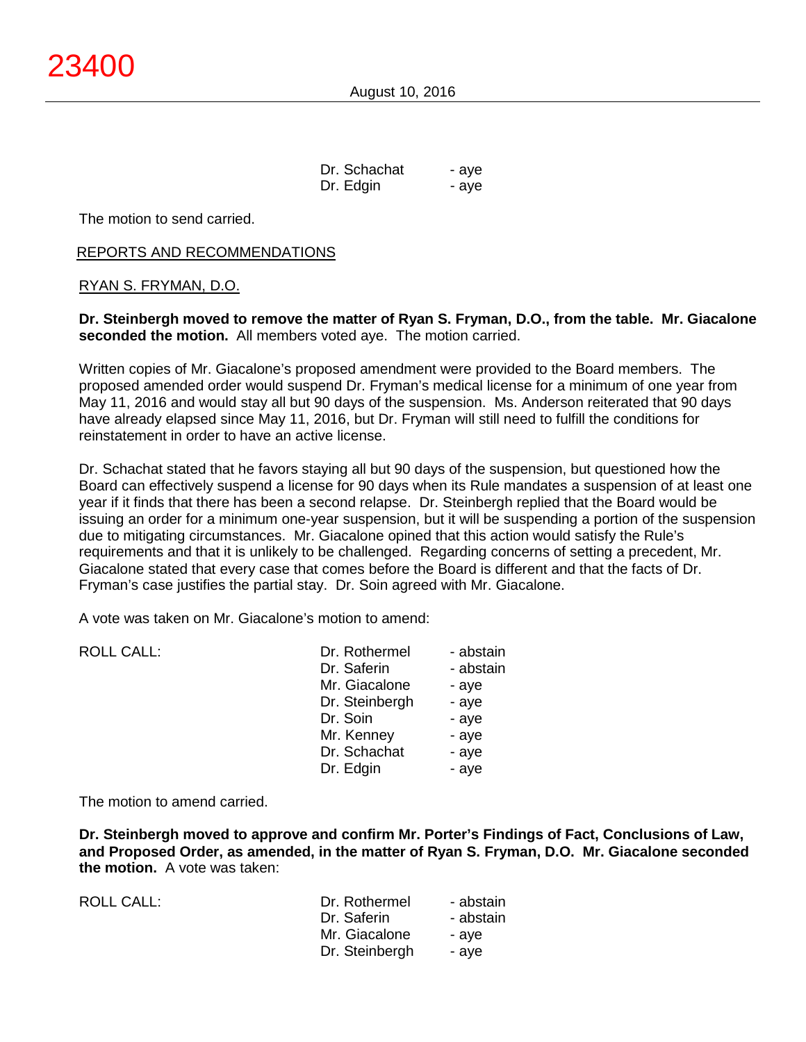| | | |
|---|---|---|
| | Dr. Schachat | - aye |
| | Dr. Edgin | - aye |

The motion to send carried.

REPORTS AND RECOMMENDATIONS

RYAN S. FRYMAN, D.O.

**Dr. Steinbergh moved to remove the matter of Ryan S. Fryman, D.O., from the table. Mr. Giacalone seconded the motion.** All members voted aye. The motion carried.

Written copies of Mr. Giacalone's proposed amendment were provided to the Board members. The proposed amended order would suspend Dr. Fryman's medical license for a minimum of one year from May 11, 2016 and would stay all but 90 days of the suspension. Ms. Anderson reiterated that 90 days have already elapsed since May 11, 2016, but Dr. Fryman will still need to fulfill the conditions for reinstatement in order to have an active license.

Dr. Schachat stated that he favors staying all but 90 days of the suspension, but questioned how the Board can effectively suspend a license for 90 days when its Rule mandates a suspension of at least one year if it finds that there has been a second relapse. Dr. Steinbergh replied that the Board would be issuing an order for a minimum one-year suspension, but it will be suspending a portion of the suspension due to mitigating circumstances. Mr. Giacalone opined that this action would satisfy the Rule's requirements and that it is unlikely to be challenged. Regarding concerns of setting a precedent, Mr. Giacalone stated that every case that comes before the Board is different and that the facts of Dr. Fryman's case justifies the partial stay. Dr. Soin agreed with Mr. Giacalone.

A vote was taken on Mr. Giacalone's motion to amend:

| | | |
|---|---|---|
| ROLL CALL: | Dr. Rothermel | - abstain |
| | Dr. Saferin | - abstain |
| | Mr. Giacalone | - aye |
| | Dr. Steinbergh | - aye |
| | Dr. Soin | - aye |
| | Mr. Kenney | - aye |
| | Dr. Schachat | - aye |
| | Dr. Edgin | - aye |

The motion to amend carried.

**Dr. Steinbergh moved to approve and confirm Mr. Porter's Findings of Fact, Conclusions of Law, and Proposed Order, as amended, in the matter of Ryan S. Fryman, D.O. Mr. Giacalone seconded the motion.** A vote was taken:

| | | |
|---|---|---|
| ROLL CALL: | Dr. Rothermel | - abstain |
| | Dr. Saferin | - abstain |
| | Mr. Giacalone | - aye |
| | Dr. Steinbergh | - aye |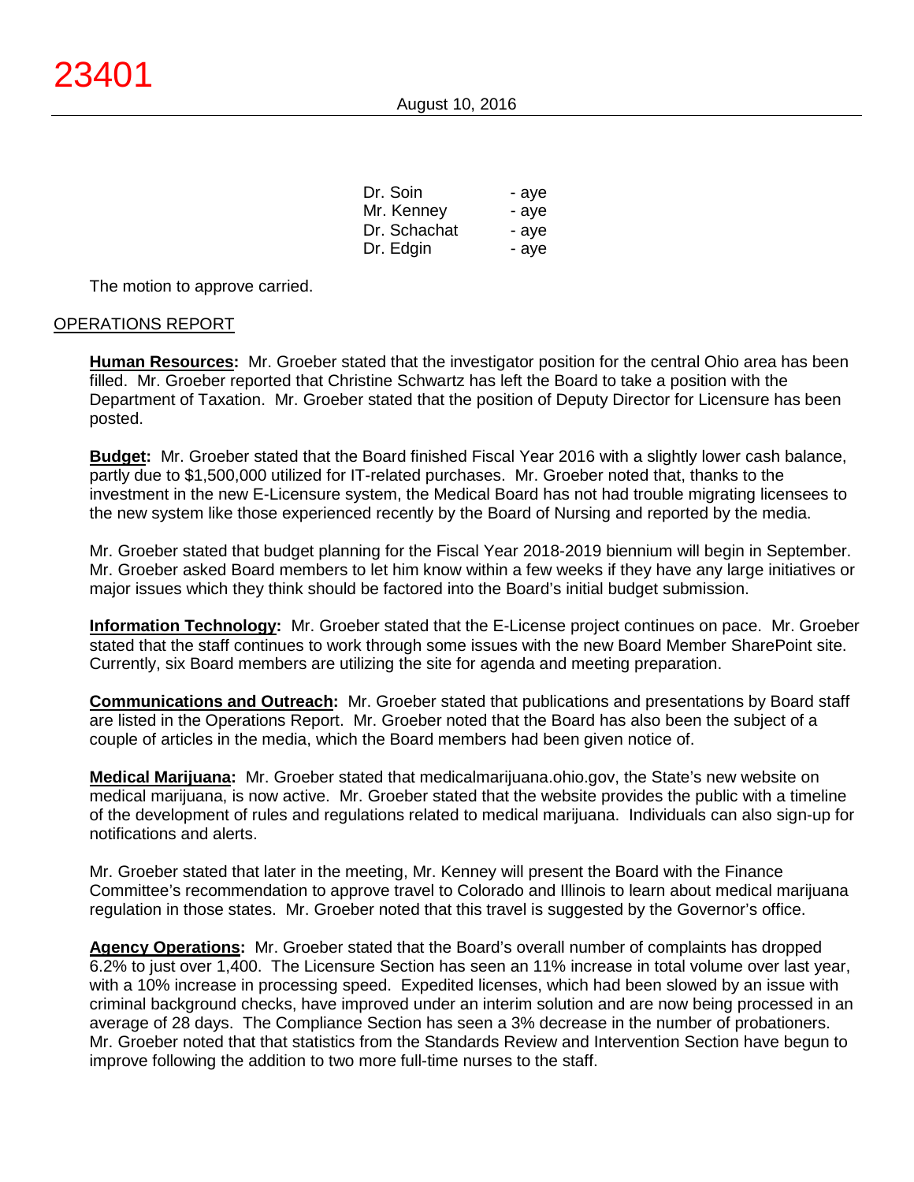| | |
|---|---|
| Dr. Soin | - aye |
| Mr. Kenney | - aye |
| Dr. Schachat | - aye |
| Dr. Edgin | - aye |

The motion to approve carried.

## OPERATIONS REPORT

**Human Resources:** Mr. Groeber stated that the investigator position for the central Ohio area has been filled. Mr. Groeber reported that Christine Schwartz has left the Board to take a position with the Department of Taxation. Mr. Groeber stated that the position of Deputy Director for Licensure has been posted.

**Budget:** Mr. Groeber stated that the Board finished Fiscal Year 2016 with a slightly lower cash balance, partly due to $1,500,000 utilized for IT-related purchases. Mr. Groeber noted that, thanks to the investment in the new E-Licensure system, the Medical Board has not had trouble migrating licensees to the new system like those experienced recently by the Board of Nursing and reported by the media.

Mr. Groeber stated that budget planning for the Fiscal Year 2018-2019 biennium will begin in September. Mr. Groeber asked Board members to let him know within a few weeks if they have any large initiatives or major issues which they think should be factored into the Board's initial budget submission.

**Information Technology:** Mr. Groeber stated that the E-License project continues on pace. Mr. Groeber stated that the staff continues to work through some issues with the new Board Member SharePoint site. Currently, six Board members are utilizing the site for agenda and meeting preparation.

**Communications and Outreach:** Mr. Groeber stated that publications and presentations by Board staff are listed in the Operations Report. Mr. Groeber noted that the Board has also been the subject of a couple of articles in the media, which the Board members had been given notice of.

**Medical Marijuana:** Mr. Groeber stated that medicalmarijuana.ohio.gov, the State's new website on medical marijuana, is now active. Mr. Groeber stated that the website provides the public with a timeline of the development of rules and regulations related to medical marijuana. Individuals can also sign-up for notifications and alerts.

Mr. Groeber stated that later in the meeting, Mr. Kenney will present the Board with the Finance Committee's recommendation to approve travel to Colorado and Illinois to learn about medical marijuana regulation in those states. Mr. Groeber noted that this travel is suggested by the Governor's office.

**Agency Operations:** Mr. Groeber stated that the Board's overall number of complaints has dropped 6.2% to just over 1,400. The Licensure Section has seen an 11% increase in total volume over last year, with a 10% increase in processing speed. Expedited licenses, which had been slowed by an issue with criminal background checks, have improved under an interim solution and are now being processed in an average of 28 days. The Compliance Section has seen a 3% decrease in the number of probationers. Mr. Groeber noted that that statistics from the Standards Review and Intervention Section have begun to improve following the addition to two more full-time nurses to the staff.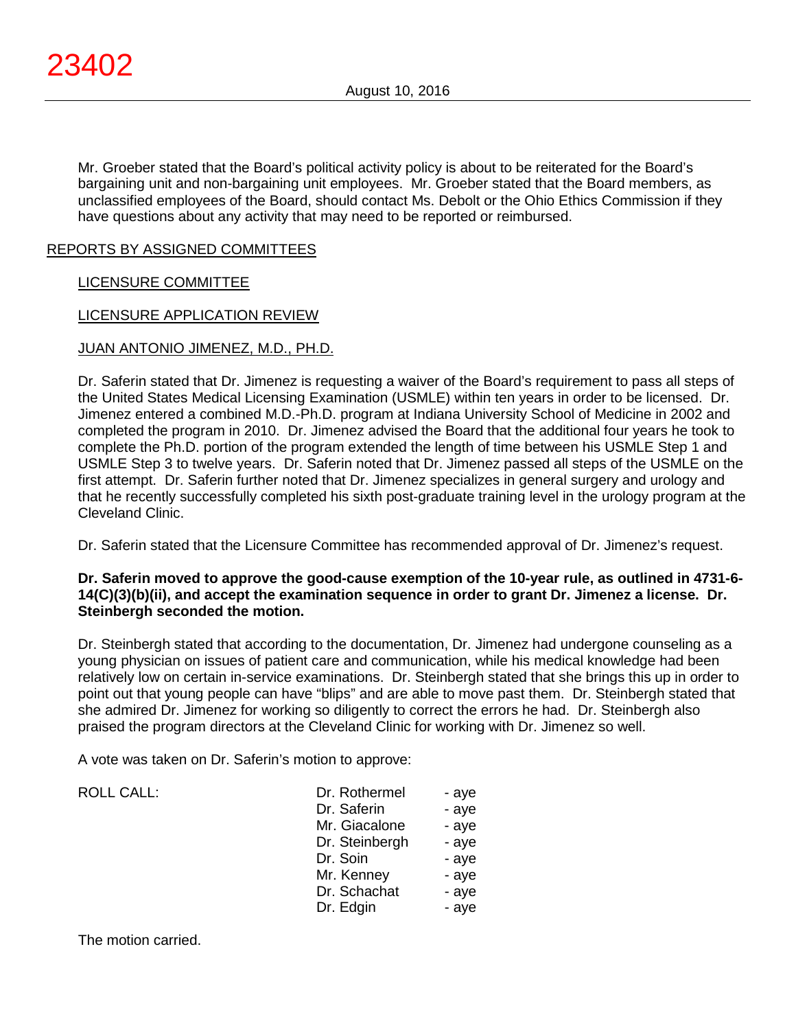Mr. Groeber stated that the Board's political activity policy is about to be reiterated for the Board's bargaining unit and non-bargaining unit employees. Mr. Groeber stated that the Board members, as unclassified employees of the Board, should contact Ms. Debolt or the Ohio Ethics Commission if they have questions about any activity that may need to be reported or reimbursed.

## REPORTS BY ASSIGNED COMMITTEES

### LICENSURE COMMITTEE

### LICENSURE APPLICATION REVIEW

### JUAN ANTONIO JIMENEZ, M.D., PH.D.

Dr. Saferin stated that Dr. Jimenez is requesting a waiver of the Board's requirement to pass all steps of the United States Medical Licensing Examination (USMLE) within ten years in order to be licensed. Dr. Jimenez entered a combined M.D.-Ph.D. program at Indiana University School of Medicine in 2002 and completed the program in 2010. Dr. Jimenez advised the Board that the additional four years he took to complete the Ph.D. portion of the program extended the length of time between his USMLE Step 1 and USMLE Step 3 to twelve years. Dr. Saferin noted that Dr. Jimenez passed all steps of the USMLE on the first attempt. Dr. Saferin further noted that Dr. Jimenez specializes in general surgery and urology and that he recently successfully completed his sixth post-graduate training level in the urology program at the Cleveland Clinic.

Dr. Saferin stated that the Licensure Committee has recommended approval of Dr. Jimenez's request.

**Dr. Saferin moved to approve the good-cause exemption of the 10-year rule, as outlined in 4731-6-14(C)(3)(b)(ii), and accept the examination sequence in order to grant Dr. Jimenez a license. Dr. Steinbergh seconded the motion.**

Dr. Steinbergh stated that according to the documentation, Dr. Jimenez had undergone counseling as a young physician on issues of patient care and communication, while his medical knowledge had been relatively low on certain in-service examinations. Dr. Steinbergh stated that she brings this up in order to point out that young people can have "blips" and are able to move past them. Dr. Steinbergh stated that she admired Dr. Jimenez for working so diligently to correct the errors he had. Dr. Steinbergh also praised the program directors at the Cleveland Clinic for working with Dr. Jimenez so well.

A vote was taken on Dr. Saferin's motion to approve:

| ROLL CALL: | | |
|---|---|---|
| | Dr. Rothermel | - aye |
| | Dr. Saferin | - aye |
| | Mr. Giacalone | - aye |
| | Dr. Steinbergh | - aye |
| | Dr. Soin | - aye |
| | Mr. Kenney | - aye |
| | Dr. Schachat | - aye |
| | Dr. Edgin | - aye |

The motion carried.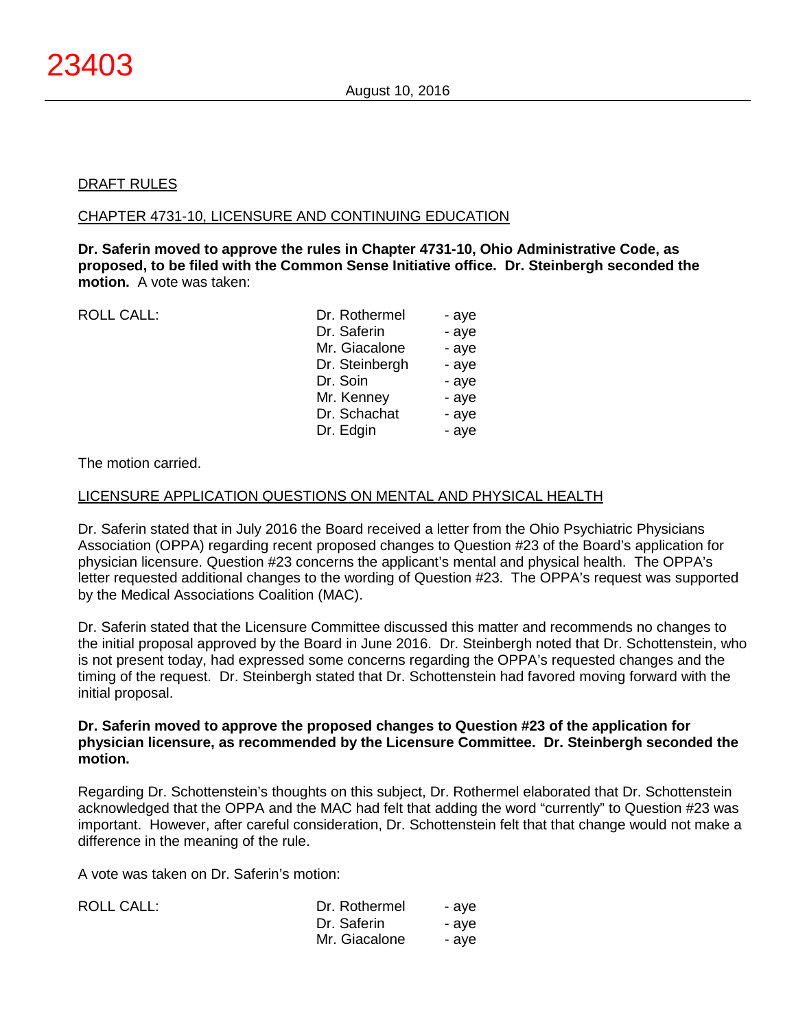DRAFT RULES

CHAPTER 4731-10, LICENSURE AND CONTINUING EDUCATION

**Dr. Saferin moved to approve the rules in Chapter 4731-10, Ohio Administrative Code, as proposed, to be filed with the Common Sense Initiative office. Dr. Steinbergh seconded the motion.** A vote was taken:

| ROLL CALL: | | |
|---|---|---|
| | Dr. Rothermel | - aye |
| | Dr. Saferin | - aye |
| | Mr. Giacalone | - aye |
| | Dr. Steinbergh | - aye |
| | Dr. Soin | - aye |
| | Mr. Kenney | - aye |
| | Dr. Schachat | - aye |
| | Dr. Edgin | - aye |

The motion carried.

LICENSURE APPLICATION QUESTIONS ON MENTAL AND PHYSICAL HEALTH

Dr. Saferin stated that in July 2016 the Board received a letter from the Ohio Psychiatric Physicians Association (OPPA) regarding recent proposed changes to Question #23 of the Board's application for physician licensure. Question #23 concerns the applicant's mental and physical health. The OPPA's letter requested additional changes to the wording of Question #23. The OPPA's request was supported by the Medical Associations Coalition (MAC).

Dr. Saferin stated that the Licensure Committee discussed this matter and recommends no changes to the initial proposal approved by the Board in June 2016. Dr. Steinbergh noted that Dr. Schottenstein, who is not present today, had expressed some concerns regarding the OPPA's requested changes and the timing of the request. Dr. Steinbergh stated that Dr. Schottenstein had favored moving forward with the initial proposal.

**Dr. Saferin moved to approve the proposed changes to Question #23 of the application for physician licensure, as recommended by the Licensure Committee. Dr. Steinbergh seconded the motion.**

Regarding Dr. Schottenstein's thoughts on this subject, Dr. Rothermel elaborated that Dr. Schottenstein acknowledged that the OPPA and the MAC had felt that adding the word "currently" to Question #23 was important. However, after careful consideration, Dr. Schottenstein felt that that change would not make a difference in the meaning of the rule.

A vote was taken on Dr. Saferin's motion:

| ROLL CALL: | | |
|---|---|---|
| | Dr. Rothermel | - aye |
| | Dr. Saferin | - aye |
| | Mr. Giacalone | - aye |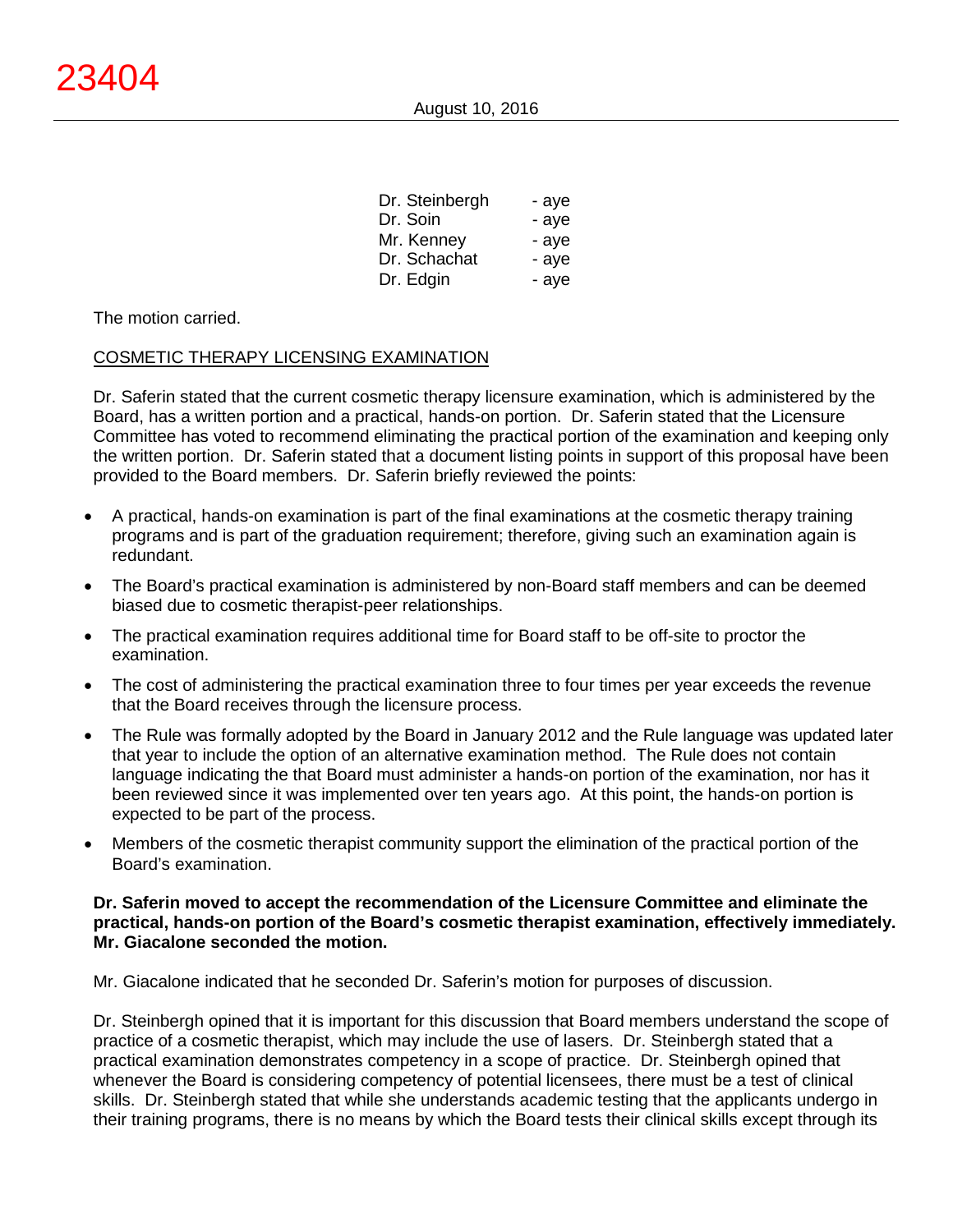| | |
|---|---|
| Dr. Steinbergh | - aye |
| Dr. Soin | - aye |
| Mr. Kenney | - aye |
| Dr. Schachat | - aye |
| Dr. Edgin | - aye |

The motion carried.

COSMETIC THERAPY LICENSING EXAMINATION

Dr. Saferin stated that the current cosmetic therapy licensure examination, which is administered by the Board, has a written portion and a practical, hands-on portion. Dr. Saferin stated that the Licensure Committee has voted to recommend eliminating the practical portion of the examination and keeping only the written portion. Dr. Saferin stated that a document listing points in support of this proposal have been provided to the Board members. Dr. Saferin briefly reviewed the points:

- A practical, hands-on examination is part of the final examinations at the cosmetic therapy training programs and is part of the graduation requirement; therefore, giving such an examination again is redundant.
- The Board's practical examination is administered by non-Board staff members and can be deemed biased due to cosmetic therapist-peer relationships.
- The practical examination requires additional time for Board staff to be off-site to proctor the examination.
- The cost of administering the practical examination three to four times per year exceeds the revenue that the Board receives through the licensure process.
- The Rule was formally adopted by the Board in January 2012 and the Rule language was updated later that year to include the option of an alternative examination method. The Rule does not contain language indicating the that Board must administer a hands-on portion of the examination, nor has it been reviewed since it was implemented over ten years ago. At this point, the hands-on portion is expected to be part of the process.
- Members of the cosmetic therapist community support the elimination of the practical portion of the Board's examination.

**Dr. Saferin moved to accept the recommendation of the Licensure Committee and eliminate the practical, hands-on portion of the Board's cosmetic therapist examination, effectively immediately. Mr. Giacalone seconded the motion.**

Mr. Giacalone indicated that he seconded Dr. Saferin's motion for purposes of discussion.

Dr. Steinbergh opined that it is important for this discussion that Board members understand the scope of practice of a cosmetic therapist, which may include the use of lasers. Dr. Steinbergh stated that a practical examination demonstrates competency in a scope of practice. Dr. Steinbergh opined that whenever the Board is considering competency of potential licensees, there must be a test of clinical skills. Dr. Steinbergh stated that while she understands academic testing that the applicants undergo in their training programs, there is no means by which the Board tests their clinical skills except through its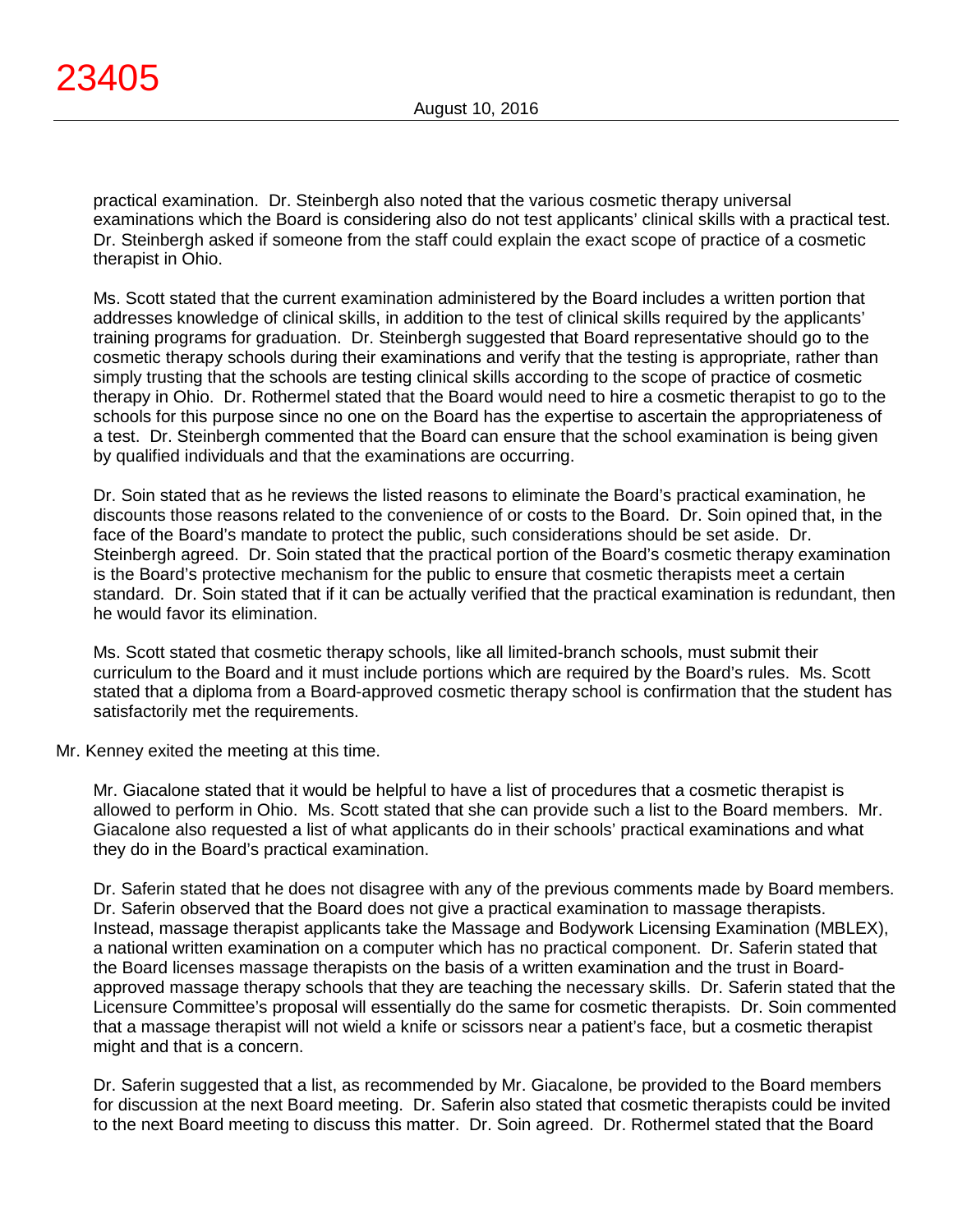practical examination. Dr. Steinbergh also noted that the various cosmetic therapy universal examinations which the Board is considering also do not test applicants' clinical skills with a practical test. Dr. Steinbergh asked if someone from the staff could explain the exact scope of practice of a cosmetic therapist in Ohio.

Ms. Scott stated that the current examination administered by the Board includes a written portion that addresses knowledge of clinical skills, in addition to the test of clinical skills required by the applicants' training programs for graduation. Dr. Steinbergh suggested that Board representative should go to the cosmetic therapy schools during their examinations and verify that the testing is appropriate, rather than simply trusting that the schools are testing clinical skills according to the scope of practice of cosmetic therapy in Ohio. Dr. Rothermel stated that the Board would need to hire a cosmetic therapist to go to the schools for this purpose since no one on the Board has the expertise to ascertain the appropriateness of a test. Dr. Steinbergh commented that the Board can ensure that the school examination is being given by qualified individuals and that the examinations are occurring.

Dr. Soin stated that as he reviews the listed reasons to eliminate the Board's practical examination, he discounts those reasons related to the convenience of or costs to the Board. Dr. Soin opined that, in the face of the Board's mandate to protect the public, such considerations should be set aside. Dr. Steinbergh agreed. Dr. Soin stated that the practical portion of the Board's cosmetic therapy examination is the Board's protective mechanism for the public to ensure that cosmetic therapists meet a certain standard. Dr. Soin stated that if it can be actually verified that the practical examination is redundant, then he would favor its elimination.

Ms. Scott stated that cosmetic therapy schools, like all limited-branch schools, must submit their curriculum to the Board and it must include portions which are required by the Board's rules. Ms. Scott stated that a diploma from a Board-approved cosmetic therapy school is confirmation that the student has satisfactorily met the requirements.

Mr. Kenney exited the meeting at this time.

Mr. Giacalone stated that it would be helpful to have a list of procedures that a cosmetic therapist is allowed to perform in Ohio. Ms. Scott stated that she can provide such a list to the Board members. Mr. Giacalone also requested a list of what applicants do in their schools' practical examinations and what they do in the Board's practical examination.

Dr. Saferin stated that he does not disagree with any of the previous comments made by Board members. Dr. Saferin observed that the Board does not give a practical examination to massage therapists. Instead, massage therapist applicants take the Massage and Bodywork Licensing Examination (MBLEX), a national written examination on a computer which has no practical component. Dr. Saferin stated that the Board licenses massage therapists on the basis of a written examination and the trust in Board-approved massage therapy schools that they are teaching the necessary skills. Dr. Saferin stated that the Licensure Committee's proposal will essentially do the same for cosmetic therapists. Dr. Soin commented that a massage therapist will not wield a knife or scissors near a patient's face, but a cosmetic therapist might and that is a concern.

Dr. Saferin suggested that a list, as recommended by Mr. Giacalone, be provided to the Board members for discussion at the next Board meeting. Dr. Saferin also stated that cosmetic therapists could be invited to the next Board meeting to discuss this matter. Dr. Soin agreed. Dr. Rothermel stated that the Board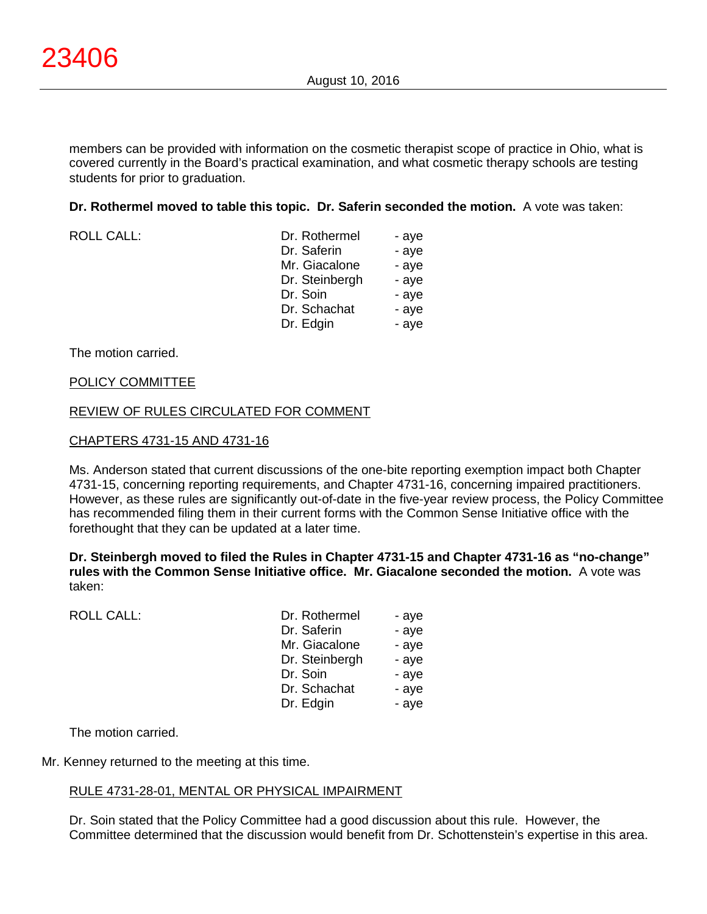members can be provided with information on the cosmetic therapist scope of practice in Ohio, what is covered currently in the Board's practical examination, and what cosmetic therapy schools are testing students for prior to graduation.

**Dr. Rothermel moved to table this topic. Dr. Saferin seconded the motion.** A vote was taken:

| ROLL CALL: | Dr. Rothermel | - aye |
|---|---|---|
| | Dr. Saferin | - aye |
| | Mr. Giacalone | - aye |
| | Dr. Steinbergh | - aye |
| | Dr. Soin | - aye |
| | Dr. Schachat | - aye |
| | Dr. Edgin | - aye |

The motion carried.

POLICY COMMITTEE

REVIEW OF RULES CIRCULATED FOR COMMENT

CHAPTERS 4731-15 AND 4731-16

Ms. Anderson stated that current discussions of the one-bite reporting exemption impact both Chapter 4731-15, concerning reporting requirements, and Chapter 4731-16, concerning impaired practitioners. However, as these rules are significantly out-of-date in the five-year review process, the Policy Committee has recommended filing them in their current forms with the Common Sense Initiative office with the forethought that they can be updated at a later time.

**Dr. Steinbergh moved to filed the Rules in Chapter 4731-15 and Chapter 4731-16 as "no-change" rules with the Common Sense Initiative office. Mr. Giacalone seconded the motion.** A vote was taken:

| ROLL CALL: | Dr. Rothermel | - aye |
|---|---|---|
| | Dr. Saferin | - aye |
| | Mr. Giacalone | - aye |
| | Dr. Steinbergh | - aye |
| | Dr. Soin | - aye |
| | Dr. Schachat | - aye |
| | Dr. Edgin | - aye |

The motion carried.

Mr. Kenney returned to the meeting at this time.

RULE 4731-28-01, MENTAL OR PHYSICAL IMPAIRMENT

Dr. Soin stated that the Policy Committee had a good discussion about this rule. However, the Committee determined that the discussion would benefit from Dr. Schottenstein's expertise in this area.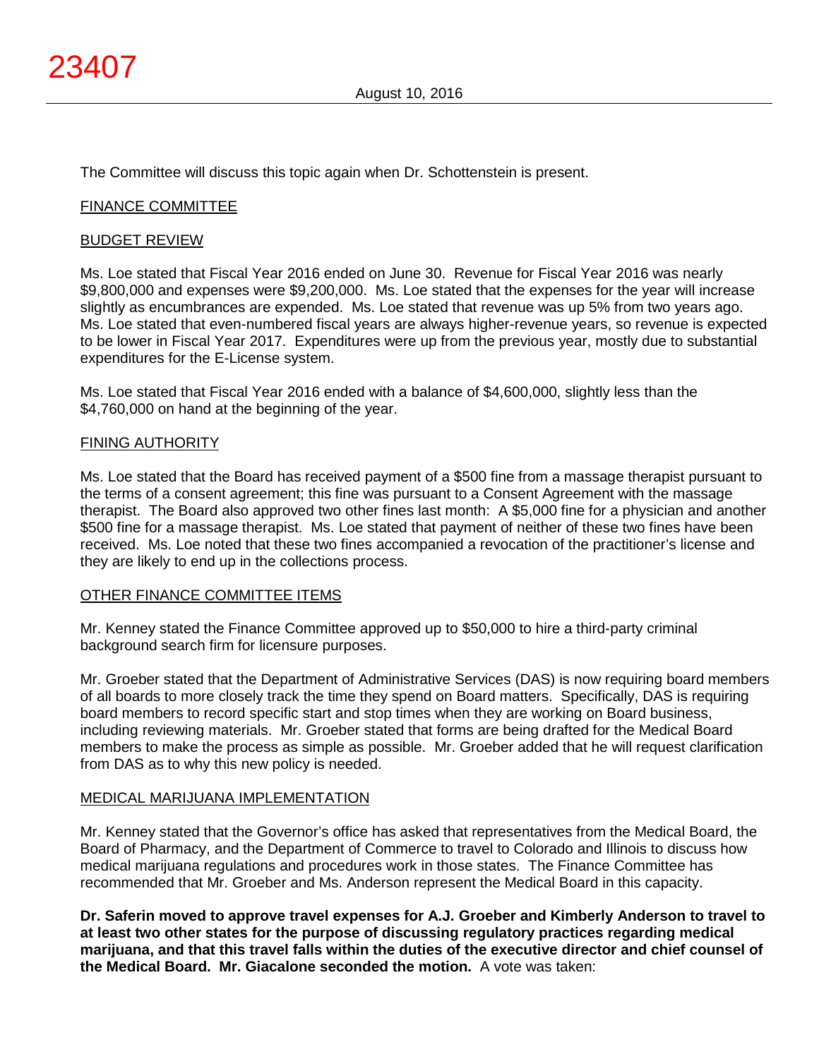The Committee will discuss this topic again when Dr. Schottenstein is present.

FINANCE COMMITTEE

BUDGET REVIEW

Ms. Loe stated that Fiscal Year 2016 ended on June 30. Revenue for Fiscal Year 2016 was nearly $9,800,000 and expenses were $9,200,000. Ms. Loe stated that the expenses for the year will increase slightly as encumbrances are expended. Ms. Loe stated that revenue was up 5% from two years ago. Ms. Loe stated that even-numbered fiscal years are always higher-revenue years, so revenue is expected to be lower in Fiscal Year 2017. Expenditures were up from the previous year, mostly due to substantial expenditures for the E-License system.

Ms. Loe stated that Fiscal Year 2016 ended with a balance of $4,600,000, slightly less than the $4,760,000 on hand at the beginning of the year.

FINING AUTHORITY

Ms. Loe stated that the Board has received payment of a $500 fine from a massage therapist pursuant to the terms of a consent agreement; this fine was pursuant to a Consent Agreement with the massage therapist. The Board also approved two other fines last month: A $5,000 fine for a physician and another $500 fine for a massage therapist. Ms. Loe stated that payment of neither of these two fines have been received. Ms. Loe noted that these two fines accompanied a revocation of the practitioner's license and they are likely to end up in the collections process.

OTHER FINANCE COMMITTEE ITEMS

Mr. Kenney stated the Finance Committee approved up to $50,000 to hire a third-party criminal background search firm for licensure purposes.

Mr. Groeber stated that the Department of Administrative Services (DAS) is now requiring board members of all boards to more closely track the time they spend on Board matters. Specifically, DAS is requiring board members to record specific start and stop times when they are working on Board business, including reviewing materials. Mr. Groeber stated that forms are being drafted for the Medical Board members to make the process as simple as possible. Mr. Groeber added that he will request clarification from DAS as to why this new policy is needed.

MEDICAL MARIJUANA IMPLEMENTATION

Mr. Kenney stated that the Governor's office has asked that representatives from the Medical Board, the Board of Pharmacy, and the Department of Commerce to travel to Colorado and Illinois to discuss how medical marijuana regulations and procedures work in those states. The Finance Committee has recommended that Mr. Groeber and Ms. Anderson represent the Medical Board in this capacity.

**Dr. Saferin moved to approve travel expenses for A.J. Groeber and Kimberly Anderson to travel to at least two other states for the purpose of discussing regulatory practices regarding medical marijuana, and that this travel falls within the duties of the executive director and chief counsel of the Medical Board. Mr. Giacalone seconded the motion.** A vote was taken: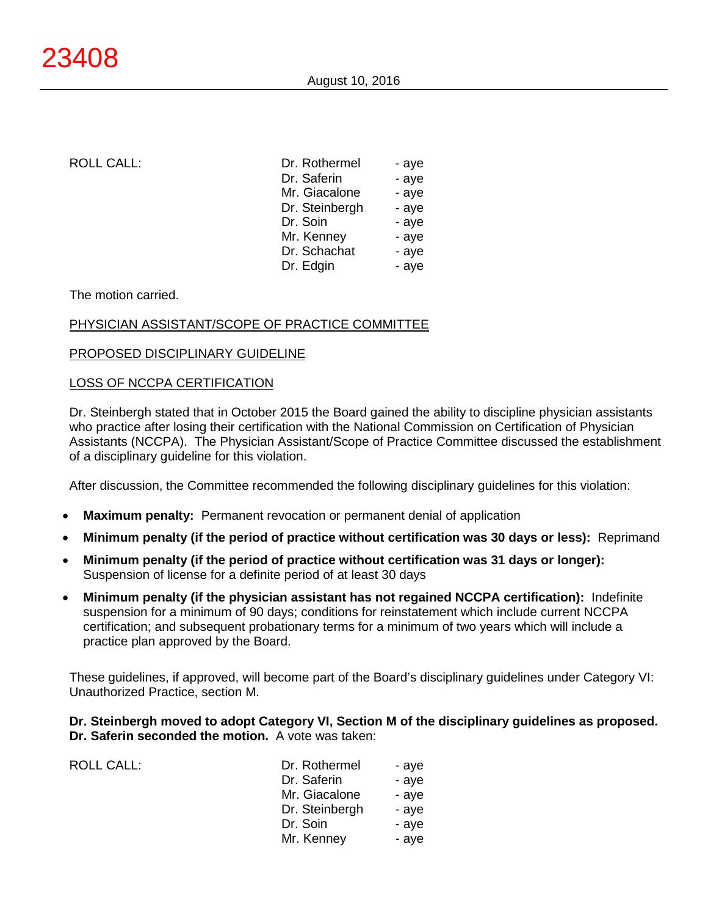ROLL CALL:

| | |
|---|---|
| Dr. Rothermel | - aye |
| Dr. Saferin | - aye |
| Mr. Giacalone | - aye |
| Dr. Steinbergh | - aye |
| Dr. Soin | - aye |
| Mr. Kenney | - aye |
| Dr. Schachat | - aye |
| Dr. Edgin | - aye |

The motion carried.

PHYSICIAN ASSISTANT/SCOPE OF PRACTICE COMMITTEE

PROPOSED DISCIPLINARY GUIDELINE

LOSS OF NCCPA CERTIFICATION

Dr. Steinbergh stated that in October 2015 the Board gained the ability to discipline physician assistants who practice after losing their certification with the National Commission on Certification of Physician Assistants (NCCPA). The Physician Assistant/Scope of Practice Committee discussed the establishment of a disciplinary guideline for this violation.

After discussion, the Committee recommended the following disciplinary guidelines for this violation:

- **Maximum penalty:** Permanent revocation or permanent denial of application
- **Minimum penalty (if the period of practice without certification was 30 days or less):** Reprimand
- **Minimum penalty (if the period of practice without certification was 31 days or longer):** Suspension of license for a definite period of at least 30 days
- **Minimum penalty (if the physician assistant has not regained NCCPA certification):** Indefinite suspension for a minimum of 90 days; conditions for reinstatement which include current NCCPA certification; and subsequent probationary terms for a minimum of two years which will include a practice plan approved by the Board.

These guidelines, if approved, will become part of the Board's disciplinary guidelines under Category VI: Unauthorized Practice, section M.

**Dr. Steinbergh moved to adopt Category VI, Section M of the disciplinary guidelines as proposed. Dr. Saferin seconded the motion.** A vote was taken:

ROLL CALL:

| | |
|---|---|
| Dr. Rothermel | - aye |
| Dr. Saferin | - aye |
| Mr. Giacalone | - aye |
| Dr. Steinbergh | - aye |
| Dr. Soin | - aye |
| Mr. Kenney | - aye |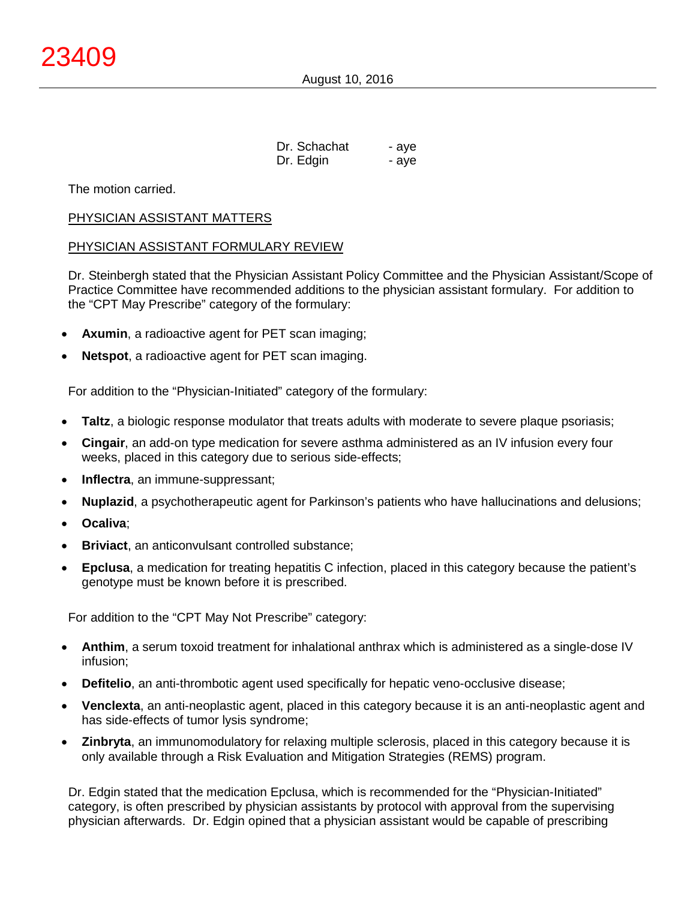| | |
|---|---|
| Dr. Schachat | - aye |
| Dr. Edgin | - aye |

The motion carried.

PHYSICIAN ASSISTANT MATTERS

PHYSICIAN ASSISTANT FORMULARY REVIEW

Dr. Steinbergh stated that the Physician Assistant Policy Committee and the Physician Assistant/Scope of Practice Committee have recommended additions to the physician assistant formulary. For addition to the "CPT May Prescribe" category of the formulary:

- **Axumin**, a radioactive agent for PET scan imaging;
- **Netspot**, a radioactive agent for PET scan imaging.

For addition to the "Physician-Initiated" category of the formulary:

- **Taltz**, a biologic response modulator that treats adults with moderate to severe plaque psoriasis;
- **Cingair**, an add-on type medication for severe asthma administered as an IV infusion every four weeks, placed in this category due to serious side-effects;
- **Inflectra**, an immune-suppressant;
- **Nuplazid**, a psychotherapeutic agent for Parkinson's patients who have hallucinations and delusions;
- **Ocaliva**;
- **Briviact**, an anticonvulsant controlled substance;
- **Epclusa**, a medication for treating hepatitis C infection, placed in this category because the patient's genotype must be known before it is prescribed.

For addition to the "CPT May Not Prescribe" category:

- **Anthim**, a serum toxoid treatment for inhalational anthrax which is administered as a single-dose IV infusion;
- **Defitelio**, an anti-thrombotic agent used specifically for hepatic veno-occlusive disease;
- **Venclexta**, an anti-neoplastic agent, placed in this category because it is an anti-neoplastic agent and has side-effects of tumor lysis syndrome;
- **Zinbryta**, an immunomodulatory for relaxing multiple sclerosis, placed in this category because it is only available through a Risk Evaluation and Mitigation Strategies (REMS) program.

Dr. Edgin stated that the medication Epclusa, which is recommended for the "Physician-Initiated" category, is often prescribed by physician assistants by protocol with approval from the supervising physician afterwards. Dr. Edgin opined that a physician assistant would be capable of prescribing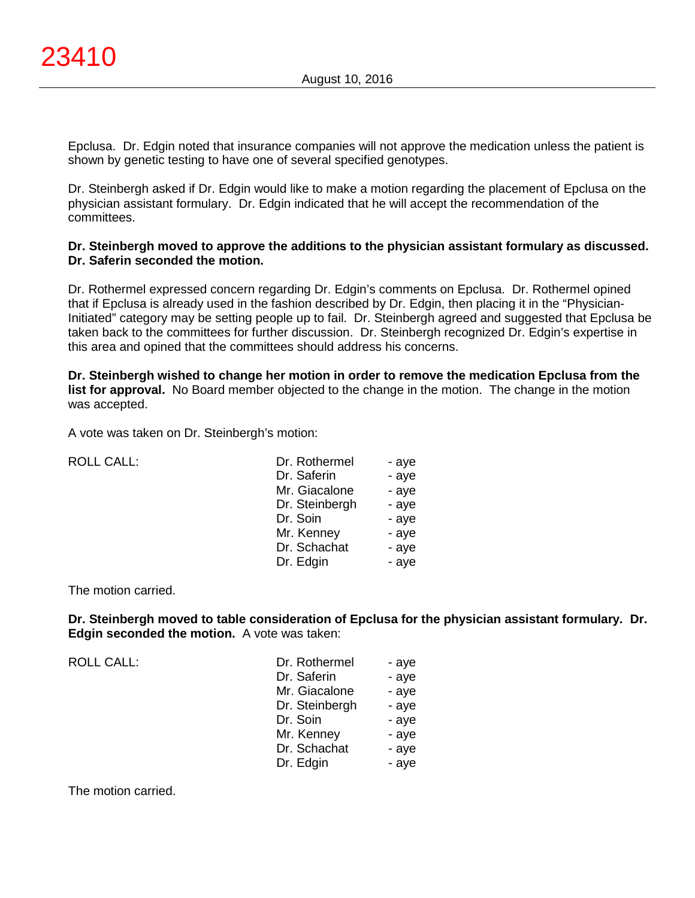Epclusa. Dr. Edgin noted that insurance companies will not approve the medication unless the patient is shown by genetic testing to have one of several specified genotypes.

Dr. Steinbergh asked if Dr. Edgin would like to make a motion regarding the placement of Epclusa on the physician assistant formulary. Dr. Edgin indicated that he will accept the recommendation of the committees.

**Dr. Steinbergh moved to approve the additions to the physician assistant formulary as discussed. Dr. Saferin seconded the motion.**

Dr. Rothermel expressed concern regarding Dr. Edgin's comments on Epclusa. Dr. Rothermel opined that if Epclusa is already used in the fashion described by Dr. Edgin, then placing it in the "Physician-Initiated" category may be setting people up to fail. Dr. Steinbergh agreed and suggested that Epclusa be taken back to the committees for further discussion. Dr. Steinbergh recognized Dr. Edgin's expertise in this area and opined that the committees should address his concerns.

**Dr. Steinbergh wished to change her motion in order to remove the medication Epclusa from the list for approval.** No Board member objected to the change in the motion. The change in the motion was accepted.

A vote was taken on Dr. Steinbergh's motion:

| ROLL CALL: | | |
|---|---|---|
| | Dr. Rothermel | - aye |
| | Dr. Saferin | - aye |
| | Mr. Giacalone | - aye |
| | Dr. Steinbergh | - aye |
| | Dr. Soin | - aye |
| | Mr. Kenney | - aye |
| | Dr. Schachat | - aye |
| | Dr. Edgin | - aye |

The motion carried.

**Dr. Steinbergh moved to table consideration of Epclusa for the physician assistant formulary. Dr. Edgin seconded the motion.** A vote was taken:

| ROLL CALL: | | |
|---|---|---|
| | Dr. Rothermel | - aye |
| | Dr. Saferin | - aye |
| | Mr. Giacalone | - aye |
| | Dr. Steinbergh | - aye |
| | Dr. Soin | - aye |
| | Mr. Kenney | - aye |
| | Dr. Schachat | - aye |
| | Dr. Edgin | - aye |

The motion carried.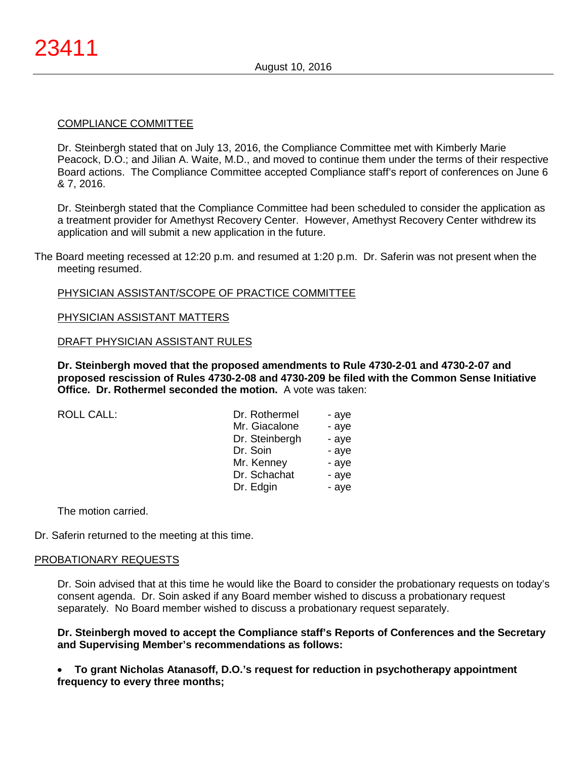COMPLIANCE COMMITTEE

Dr. Steinbergh stated that on July 13, 2016, the Compliance Committee met with Kimberly Marie Peacock, D.O.; and Jilian A. Waite, M.D., and moved to continue them under the terms of their respective Board actions. The Compliance Committee accepted Compliance staff's report of conferences on June 6 & 7, 2016.

Dr. Steinbergh stated that the Compliance Committee had been scheduled to consider the application as a treatment provider for Amethyst Recovery Center. However, Amethyst Recovery Center withdrew its application and will submit a new application in the future.

The Board meeting recessed at 12:20 p.m. and resumed at 1:20 p.m. Dr. Saferin was not present when the meeting resumed.

PHYSICIAN ASSISTANT/SCOPE OF PRACTICE COMMITTEE

PHYSICIAN ASSISTANT MATTERS

DRAFT PHYSICIAN ASSISTANT RULES

**Dr. Steinbergh moved that the proposed amendments to Rule 4730-2-01 and 4730-2-07 and proposed rescission of Rules 4730-2-08 and 4730-209 be filed with the Common Sense Initiative Office. Dr. Rothermel seconded the motion.** A vote was taken:

| ROLL CALL: | Dr. Rothermel | - aye |
|---|---|---|
| | Mr. Giacalone | - aye |
| | Dr. Steinbergh | - aye |
| | Dr. Soin | - aye |
| | Mr. Kenney | - aye |
| | Dr. Schachat | - aye |
| | Dr. Edgin | - aye |

The motion carried.

Dr. Saferin returned to the meeting at this time.

PROBATIONARY REQUESTS

Dr. Soin advised that at this time he would like the Board to consider the probationary requests on today's consent agenda. Dr. Soin asked if any Board member wished to discuss a probationary request separately. No Board member wished to discuss a probationary request separately.

**Dr. Steinbergh moved to accept the Compliance staff's Reports of Conferences and the Secretary and Supervising Member's recommendations as follows:**

- **To grant Nicholas Atanasoff, D.O.'s request for reduction in psychotherapy appointment frequency to every three months;**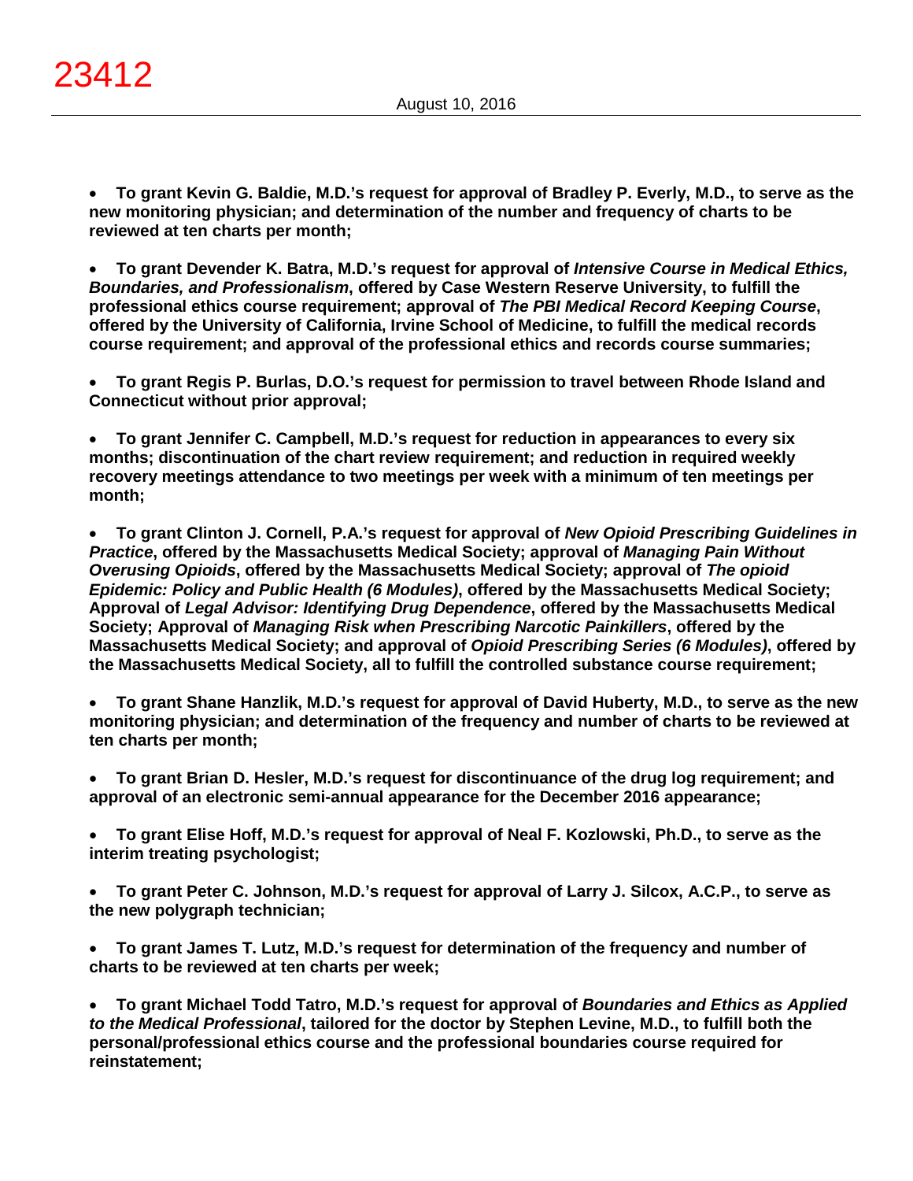- **To grant Kevin G. Baldie, M.D.'s request for approval of Bradley P. Everly, M.D., to serve as the new monitoring physician; and determination of the number and frequency of charts to be reviewed at ten charts per month;**

- **To grant Devender K. Batra, M.D.'s request for approval of *Intensive Course in Medical Ethics, Boundaries, and Professionalism*, offered by Case Western Reserve University, to fulfill the professional ethics course requirement; approval of *The PBI Medical Record Keeping Course*, offered by the University of California, Irvine School of Medicine, to fulfill the medical records course requirement; and approval of the professional ethics and records course summaries;**

- **To grant Regis P. Burlas, D.O.'s request for permission to travel between Rhode Island and Connecticut without prior approval;**

- **To grant Jennifer C. Campbell, M.D.'s request for reduction in appearances to every six months; discontinuation of the chart review requirement; and reduction in required weekly recovery meetings attendance to two meetings per week with a minimum of ten meetings per month;**

- **To grant Clinton J. Cornell, P.A.'s request for approval of *New Opioid Prescribing Guidelines in Practice*, offered by the Massachusetts Medical Society; approval of *Managing Pain Without Overusing Opioids*, offered by the Massachusetts Medical Society; approval of *The opioid Epidemic: Policy and Public Health (6 Modules)*, offered by the Massachusetts Medical Society; Approval of *Legal Advisor: Identifying Drug Dependence*, offered by the Massachusetts Medical Society; Approval of *Managing Risk when Prescribing Narcotic Painkillers*, offered by the Massachusetts Medical Society; and approval of *Opioid Prescribing Series (6 Modules)*, offered by the Massachusetts Medical Society, all to fulfill the controlled substance course requirement;**

- **To grant Shane Hanzlik, M.D.'s request for approval of David Huberty, M.D., to serve as the new monitoring physician; and determination of the frequency and number of charts to be reviewed at ten charts per month;**

- **To grant Brian D. Hesler, M.D.'s request for discontinuance of the drug log requirement; and approval of an electronic semi-annual appearance for the December 2016 appearance;**

- **To grant Elise Hoff, M.D.'s request for approval of Neal F. Kozlowski, Ph.D., to serve as the interim treating psychologist;**

- **To grant Peter C. Johnson, M.D.'s request for approval of Larry J. Silcox, A.C.P., to serve as the new polygraph technician;**

- **To grant James T. Lutz, M.D.'s request for determination of the frequency and number of charts to be reviewed at ten charts per week;**

- **To grant Michael Todd Tatro, M.D.'s request for approval of *Boundaries and Ethics as Applied to the Medical Professional*, tailored for the doctor by Stephen Levine, M.D., to fulfill both the personal/professional ethics course and the professional boundaries course required for reinstatement;**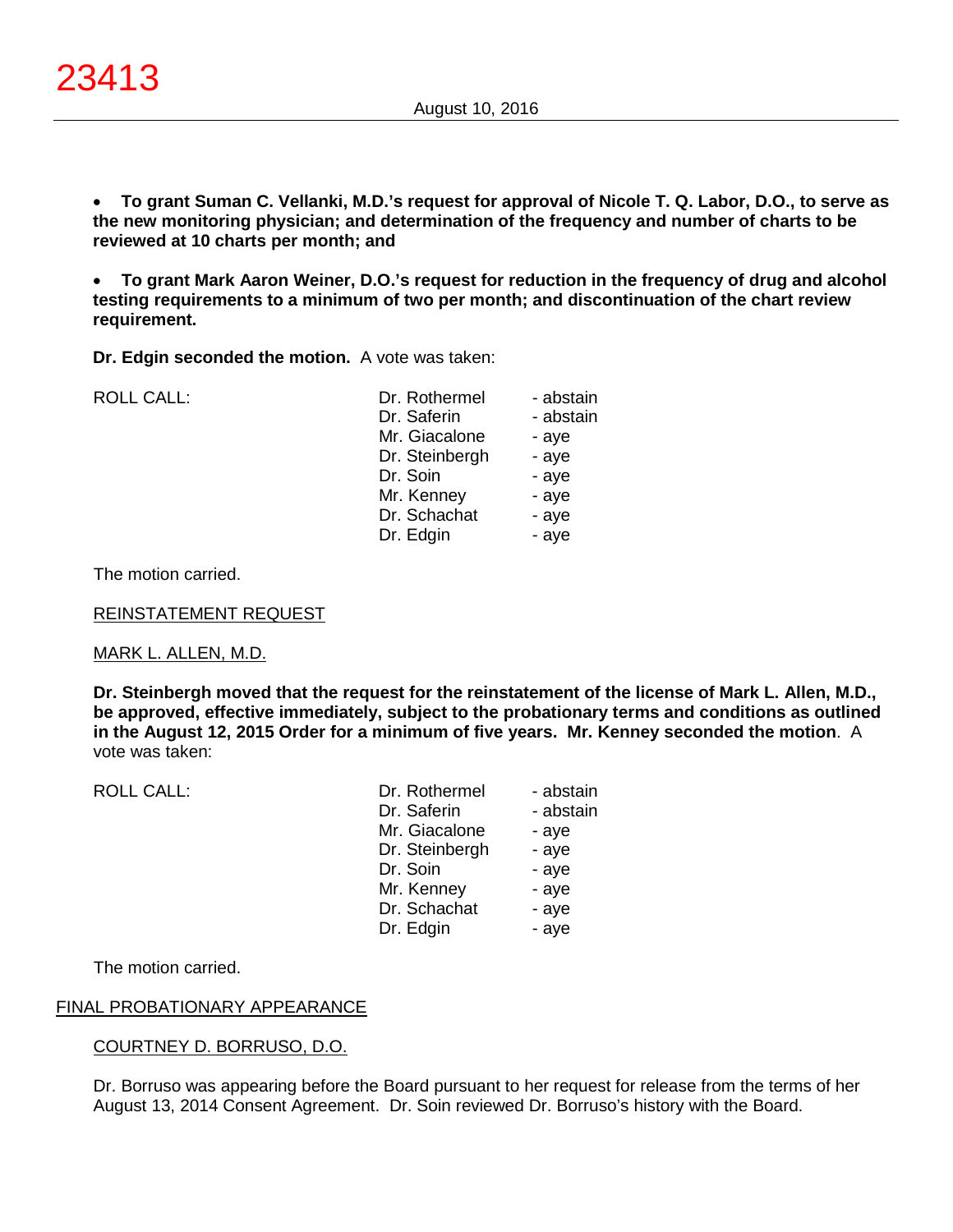- **To grant Suman C. Vellanki, M.D.'s request for approval of Nicole T. Q. Labor, D.O., to serve as the new monitoring physician; and determination of the frequency and number of charts to be reviewed at 10 charts per month; and**

- **To grant Mark Aaron Weiner, D.O.'s request for reduction in the frequency of drug and alcohol testing requirements to a minimum of two per month; and discontinuation of the chart review requirement.**

**Dr. Edgin seconded the motion.** A vote was taken:

| ROLL CALL: | | |
|---|---|---|
| | Dr. Rothermel | - abstain |
| | Dr. Saferin | - abstain |
| | Mr. Giacalone | - aye |
| | Dr. Steinbergh | - aye |
| | Dr. Soin | - aye |
| | Mr. Kenney | - aye |
| | Dr. Schachat | - aye |
| | Dr. Edgin | - aye |

The motion carried.

REINSTATEMENT REQUEST

MARK L. ALLEN, M.D.

**Dr. Steinbergh moved that the request for the reinstatement of the license of Mark L. Allen, M.D., be approved, effective immediately, subject to the probationary terms and conditions as outlined in the August 12, 2015 Order for a minimum of five years. Mr. Kenney seconded the motion**. A vote was taken:

| ROLL CALL: | | |
|---|---|---|
| | Dr. Rothermel | - abstain |
| | Dr. Saferin | - abstain |
| | Mr. Giacalone | - aye |
| | Dr. Steinbergh | - aye |
| | Dr. Soin | - aye |
| | Mr. Kenney | - aye |
| | Dr. Schachat | - aye |
| | Dr. Edgin | - aye |

The motion carried.

FINAL PROBATIONARY APPEARANCE

COURTNEY D. BORRUSO, D.O.

Dr. Borruso was appearing before the Board pursuant to her request for release from the terms of her August 13, 2014 Consent Agreement. Dr. Soin reviewed Dr. Borruso's history with the Board.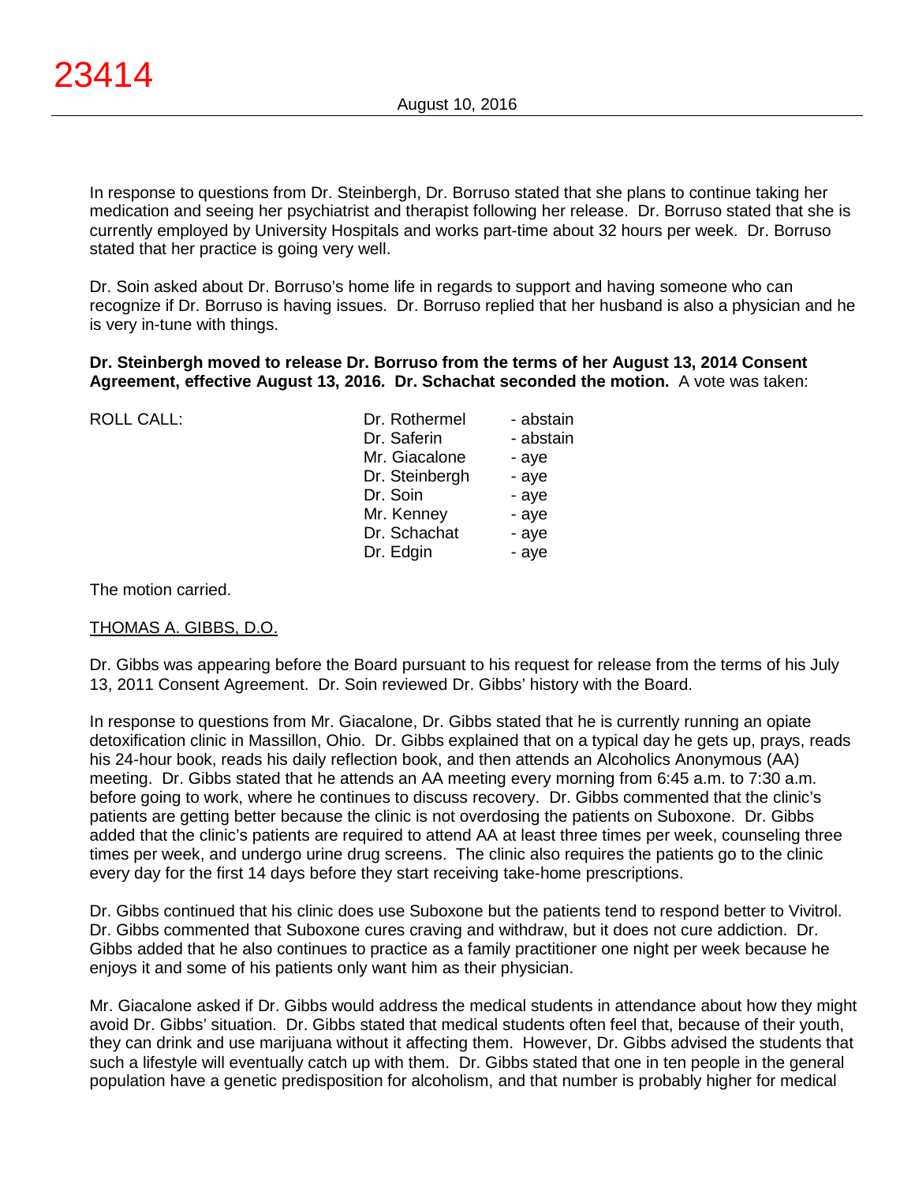In response to questions from Dr. Steinbergh, Dr. Borruso stated that she plans to continue taking her medication and seeing her psychiatrist and therapist following her release. Dr. Borruso stated that she is currently employed by University Hospitals and works part-time about 32 hours per week. Dr. Borruso stated that her practice is going very well.

Dr. Soin asked about Dr. Borruso's home life in regards to support and having someone who can recognize if Dr. Borruso is having issues. Dr. Borruso replied that her husband is also a physician and he is very in-tune with things.

**Dr. Steinbergh moved to release Dr. Borruso from the terms of her August 13, 2014 Consent Agreement, effective August 13, 2016. Dr. Schachat seconded the motion.** A vote was taken:

| ROLL CALL: | | |
|---|---|---|
| | Dr. Rothermel | - abstain |
| | Dr. Saferin | - abstain |
| | Mr. Giacalone | - aye |
| | Dr. Steinbergh | - aye |
| | Dr. Soin | - aye |
| | Mr. Kenney | - aye |
| | Dr. Schachat | - aye |
| | Dr. Edgin | - aye |

The motion carried.

THOMAS A. GIBBS, D.O.

Dr. Gibbs was appearing before the Board pursuant to his request for release from the terms of his July 13, 2011 Consent Agreement. Dr. Soin reviewed Dr. Gibbs' history with the Board.

In response to questions from Mr. Giacalone, Dr. Gibbs stated that he is currently running an opiate detoxification clinic in Massillon, Ohio. Dr. Gibbs explained that on a typical day he gets up, prays, reads his 24-hour book, reads his daily reflection book, and then attends an Alcoholics Anonymous (AA) meeting. Dr. Gibbs stated that he attends an AA meeting every morning from 6:45 a.m. to 7:30 a.m. before going to work, where he continues to discuss recovery. Dr. Gibbs commented that the clinic's patients are getting better because the clinic is not overdosing the patients on Suboxone. Dr. Gibbs added that the clinic's patients are required to attend AA at least three times per week, counseling three times per week, and undergo urine drug screens. The clinic also requires the patients go to the clinic every day for the first 14 days before they start receiving take-home prescriptions.

Dr. Gibbs continued that his clinic does use Suboxone but the patients tend to respond better to Vivitrol. Dr. Gibbs commented that Suboxone cures craving and withdraw, but it does not cure addiction. Dr. Gibbs added that he also continues to practice as a family practitioner one night per week because he enjoys it and some of his patients only want him as their physician.

Mr. Giacalone asked if Dr. Gibbs would address the medical students in attendance about how they might avoid Dr. Gibbs' situation. Dr. Gibbs stated that medical students often feel that, because of their youth, they can drink and use marijuana without it affecting them. However, Dr. Gibbs advised the students that such a lifestyle will eventually catch up with them. Dr. Gibbs stated that one in ten people in the general population have a genetic predisposition for alcoholism, and that number is probably higher for medical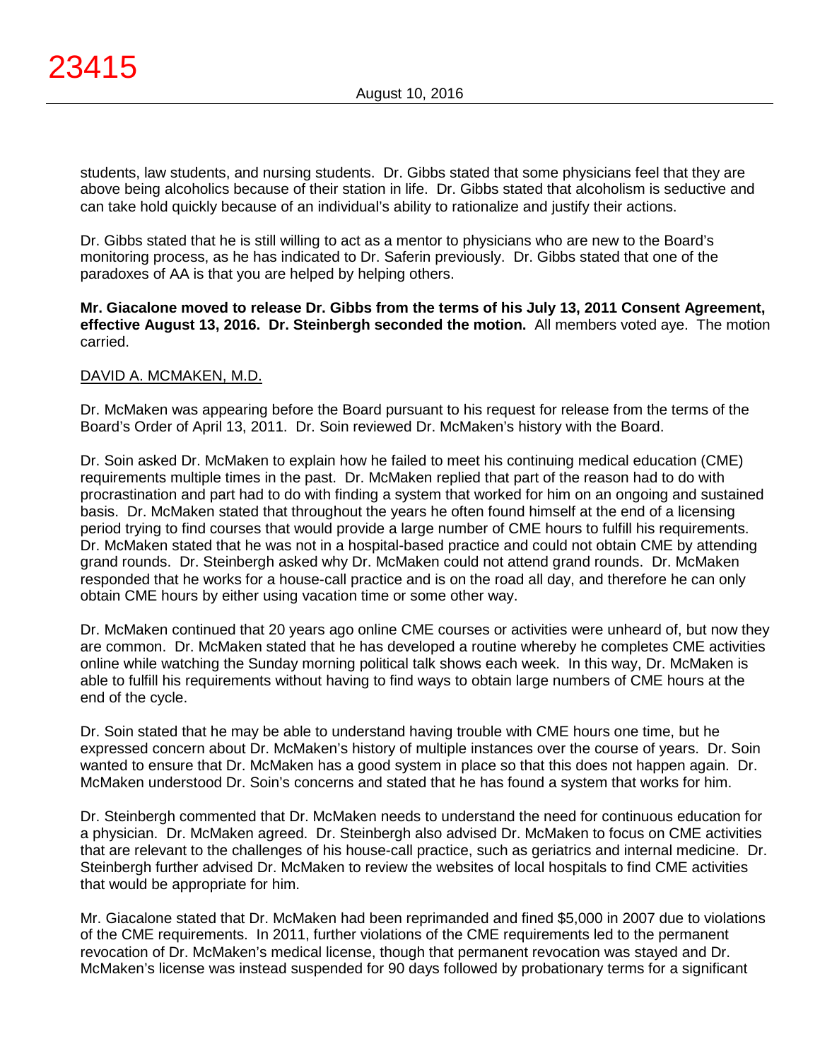students, law students, and nursing students. Dr. Gibbs stated that some physicians feel that they are above being alcoholics because of their station in life. Dr. Gibbs stated that alcoholism is seductive and can take hold quickly because of an individual's ability to rationalize and justify their actions.

Dr. Gibbs stated that he is still willing to act as a mentor to physicians who are new to the Board's monitoring process, as he has indicated to Dr. Saferin previously. Dr. Gibbs stated that one of the paradoxes of AA is that you are helped by helping others.

**Mr. Giacalone moved to release Dr. Gibbs from the terms of his July 13, 2011 Consent Agreement, effective August 13, 2016. Dr. Steinbergh seconded the motion.** All members voted aye. The motion carried.

<u>DAVID A. MCMAKEN, M.D.</u>

Dr. McMaken was appearing before the Board pursuant to his request for release from the terms of the Board's Order of April 13, 2011. Dr. Soin reviewed Dr. McMaken's history with the Board.

Dr. Soin asked Dr. McMaken to explain how he failed to meet his continuing medical education (CME) requirements multiple times in the past. Dr. McMaken replied that part of the reason had to do with procrastination and part had to do with finding a system that worked for him on an ongoing and sustained basis. Dr. McMaken stated that throughout the years he often found himself at the end of a licensing period trying to find courses that would provide a large number of CME hours to fulfill his requirements. Dr. McMaken stated that he was not in a hospital-based practice and could not obtain CME by attending grand rounds. Dr. Steinbergh asked why Dr. McMaken could not attend grand rounds. Dr. McMaken responded that he works for a house-call practice and is on the road all day, and therefore he can only obtain CME hours by either using vacation time or some other way.

Dr. McMaken continued that 20 years ago online CME courses or activities were unheard of, but now they are common. Dr. McMaken stated that he has developed a routine whereby he completes CME activities online while watching the Sunday morning political talk shows each week. In this way, Dr. McMaken is able to fulfill his requirements without having to find ways to obtain large numbers of CME hours at the end of the cycle.

Dr. Soin stated that he may be able to understand having trouble with CME hours one time, but he expressed concern about Dr. McMaken's history of multiple instances over the course of years. Dr. Soin wanted to ensure that Dr. McMaken has a good system in place so that this does not happen again. Dr. McMaken understood Dr. Soin's concerns and stated that he has found a system that works for him.

Dr. Steinbergh commented that Dr. McMaken needs to understand the need for continuous education for a physician. Dr. McMaken agreed. Dr. Steinbergh also advised Dr. McMaken to focus on CME activities that are relevant to the challenges of his house-call practice, such as geriatrics and internal medicine. Dr. Steinbergh further advised Dr. McMaken to review the websites of local hospitals to find CME activities that would be appropriate for him.

Mr. Giacalone stated that Dr. McMaken had been reprimanded and fined $5,000 in 2007 due to violations of the CME requirements. In 2011, further violations of the CME requirements led to the permanent revocation of Dr. McMaken's medical license, though that permanent revocation was stayed and Dr. McMaken's license was instead suspended for 90 days followed by probationary terms for a significant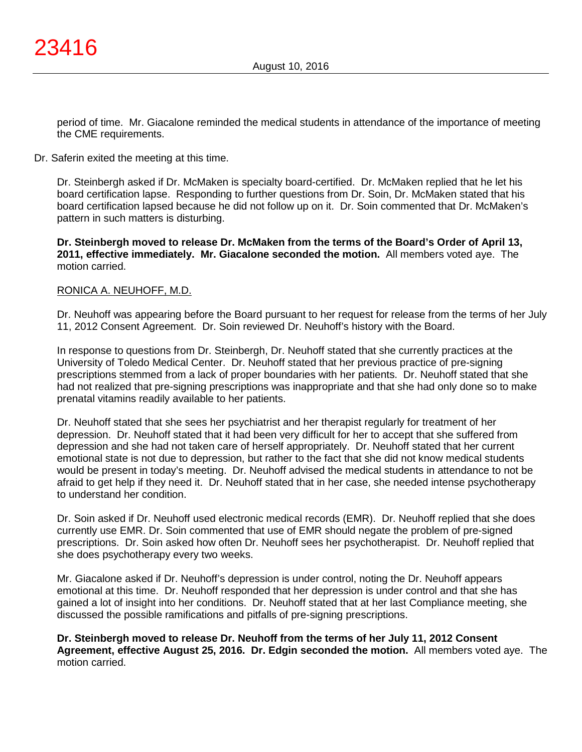period of time. Mr. Giacalone reminded the medical students in attendance of the importance of meeting the CME requirements.

Dr. Saferin exited the meeting at this time.

Dr. Steinbergh asked if Dr. McMaken is specialty board-certified. Dr. McMaken replied that he let his board certification lapse. Responding to further questions from Dr. Soin, Dr. McMaken stated that his board certification lapsed because he did not follow up on it. Dr. Soin commented that Dr. McMaken's pattern in such matters is disturbing.

**Dr. Steinbergh moved to release Dr. McMaken from the terms of the Board's Order of April 13, 2011, effective immediately. Mr. Giacalone seconded the motion.** All members voted aye. The motion carried.

RONICA A. NEUHOFF, M.D.

Dr. Neuhoff was appearing before the Board pursuant to her request for release from the terms of her July 11, 2012 Consent Agreement. Dr. Soin reviewed Dr. Neuhoff's history with the Board.

In response to questions from Dr. Steinbergh, Dr. Neuhoff stated that she currently practices at the University of Toledo Medical Center. Dr. Neuhoff stated that her previous practice of pre-signing prescriptions stemmed from a lack of proper boundaries with her patients. Dr. Neuhoff stated that she had not realized that pre-signing prescriptions was inappropriate and that she had only done so to make prenatal vitamins readily available to her patients.

Dr. Neuhoff stated that she sees her psychiatrist and her therapist regularly for treatment of her depression. Dr. Neuhoff stated that it had been very difficult for her to accept that she suffered from depression and she had not taken care of herself appropriately. Dr. Neuhoff stated that her current emotional state is not due to depression, but rather to the fact that she did not know medical students would be present in today's meeting. Dr. Neuhoff advised the medical students in attendance to not be afraid to get help if they need it. Dr. Neuhoff stated that in her case, she needed intense psychotherapy to understand her condition.

Dr. Soin asked if Dr. Neuhoff used electronic medical records (EMR). Dr. Neuhoff replied that she does currently use EMR. Dr. Soin commented that use of EMR should negate the problem of pre-signed prescriptions. Dr. Soin asked how often Dr. Neuhoff sees her psychotherapist. Dr. Neuhoff replied that she does psychotherapy every two weeks.

Mr. Giacalone asked if Dr. Neuhoff's depression is under control, noting the Dr. Neuhoff appears emotional at this time. Dr. Neuhoff responded that her depression is under control and that she has gained a lot of insight into her conditions. Dr. Neuhoff stated that at her last Compliance meeting, she discussed the possible ramifications and pitfalls of pre-signing prescriptions.

**Dr. Steinbergh moved to release Dr. Neuhoff from the terms of her July 11, 2012 Consent Agreement, effective August 25, 2016. Dr. Edgin seconded the motion.** All members voted aye. The motion carried.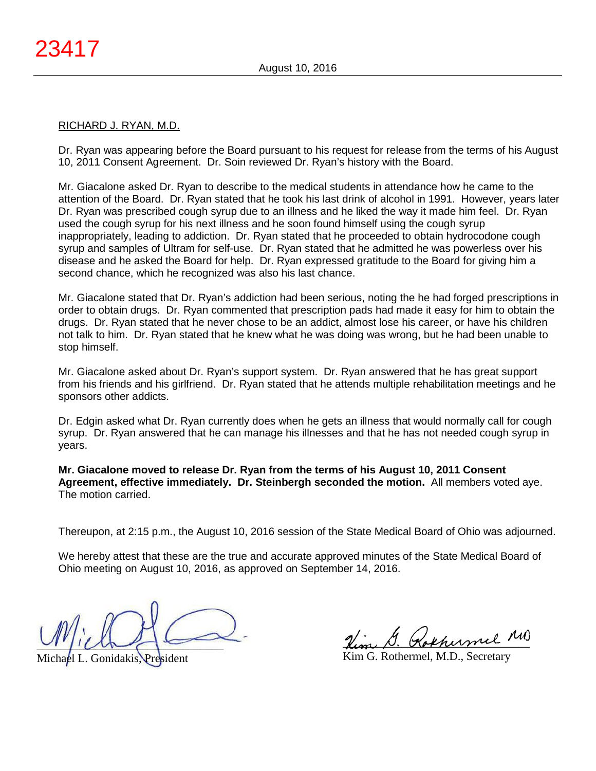RICHARD J. RYAN, M.D.

Dr. Ryan was appearing before the Board pursuant to his request for release from the terms of his August 10, 2011 Consent Agreement. Dr. Soin reviewed Dr. Ryan's history with the Board.

Mr. Giacalone asked Dr. Ryan to describe to the medical students in attendance how he came to the attention of the Board. Dr. Ryan stated that he took his last drink of alcohol in 1991. However, years later Dr. Ryan was prescribed cough syrup due to an illness and he liked the way it made him feel. Dr. Ryan used the cough syrup for his next illness and he soon found himself using the cough syrup inappropriately, leading to addiction. Dr. Ryan stated that he proceeded to obtain hydrocodone cough syrup and samples of Ultram for self-use. Dr. Ryan stated that he admitted he was powerless over his disease and he asked the Board for help. Dr. Ryan expressed gratitude to the Board for giving him a second chance, which he recognized was also his last chance.

Mr. Giacalone stated that Dr. Ryan's addiction had been serious, noting the he had forged prescriptions in order to obtain drugs. Dr. Ryan commented that prescription pads had made it easy for him to obtain the drugs. Dr. Ryan stated that he never chose to be an addict, almost lose his career, or have his children not talk to him. Dr. Ryan stated that he knew what he was doing was wrong, but he had been unable to stop himself.

Mr. Giacalone asked about Dr. Ryan's support system. Dr. Ryan answered that he has great support from his friends and his girlfriend. Dr. Ryan stated that he attends multiple rehabilitation meetings and he sponsors other addicts.

Dr. Edgin asked what Dr. Ryan currently does when he gets an illness that would normally call for cough syrup. Dr. Ryan answered that he can manage his illnesses and that he has not needed cough syrup in years.

**Mr. Giacalone moved to release Dr. Ryan from the terms of his August 10, 2011 Consent Agreement, effective immediately. Dr. Steinbergh seconded the motion.** All members voted aye. The motion carried.

Thereupon, at 2:15 p.m., the August 10, 2016 session of the State Medical Board of Ohio was adjourned.

We hereby attest that these are the true and accurate approved minutes of the State Medical Board of Ohio meeting on August 10, 2016, as approved on September 14, 2016.

Michael L. Gonidakis, President

Kim G. Rothermel, M.D., Secretary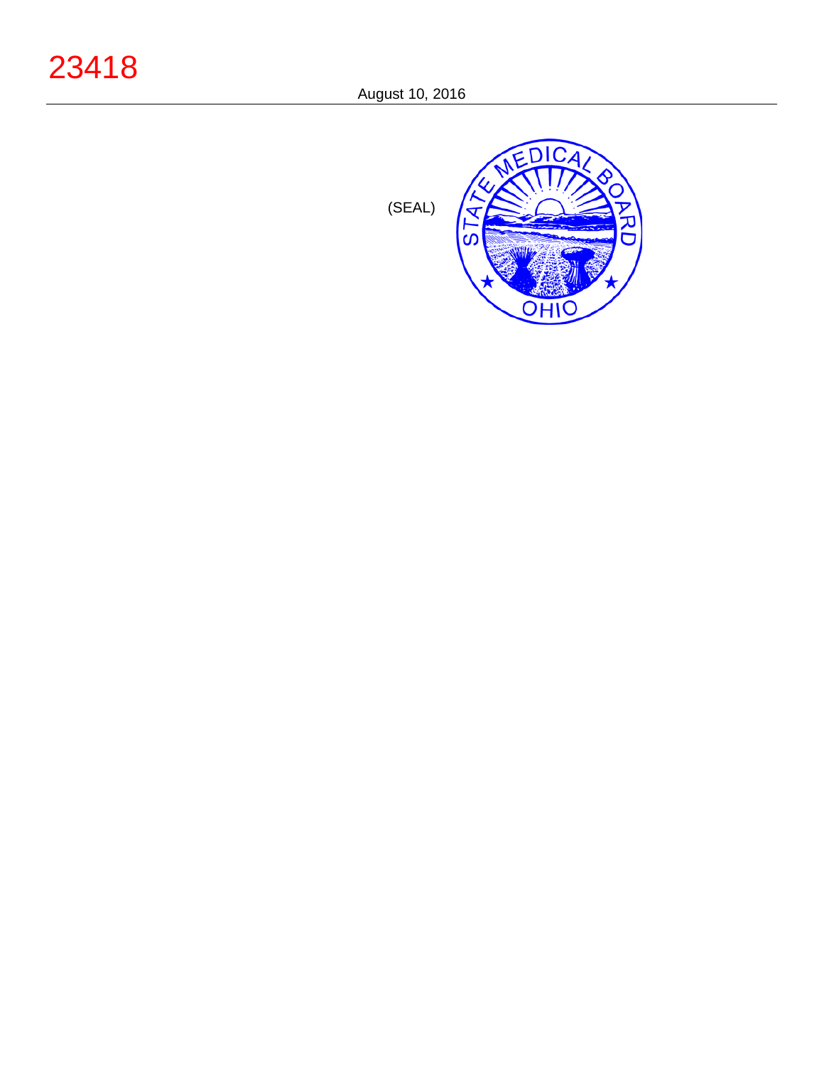23418

August 10, 2016

(SEAL)